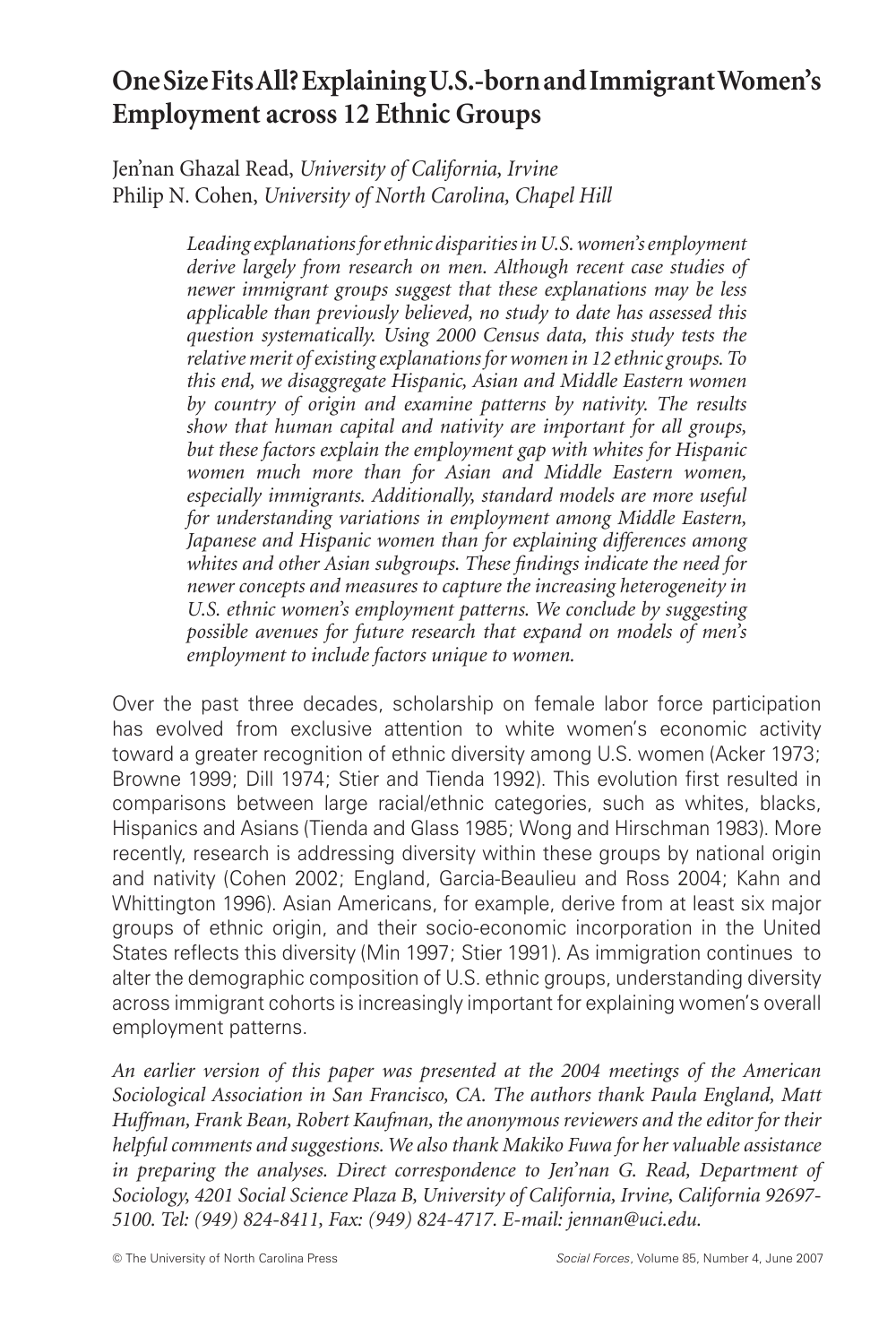# One Size Fits All? Explaining U.S.-born and Immigrant Women's Employment across 12 Ethnic Groups

Jen'nan Ghazal Read, *University of California, Irvine*
Philip N. Cohen, *University of North Carolina, Chapel Hill*

*Leading explanations for ethnic disparities in U.S. women's employment derive largely from research on men. Although recent case studies of newer immigrant groups suggest that these explanations may be less applicable than previously believed, no study to date has assessed this question systematically. Using 2000 Census data, this study tests the relative merit of existing explanations for women in 12 ethnic groups. To this end, we disaggregate Hispanic, Asian and Middle Eastern women by country of origin and examine patterns by nativity. The results show that human capital and nativity are important for all groups, but these factors explain the employment gap with whites for Hispanic women much more than for Asian and Middle Eastern women, especially immigrants. Additionally, standard models are more useful for understanding variations in employment among Middle Eastern, Japanese and Hispanic women than for explaining differences among whites and other Asian subgroups. These findings indicate the need for newer concepts and measures to capture the increasing heterogeneity in U.S. ethnic women's employment patterns. We conclude by suggesting possible avenues for future research that expand on models of men's employment to include factors unique to women.*

Over the past three decades, scholarship on female labor force participation has evolved from exclusive attention to white women's economic activity toward a greater recognition of ethnic diversity among U.S. women (Acker 1973; Browne 1999; Dill 1974; Stier and Tienda 1992). This evolution first resulted in comparisons between large racial/ethnic categories, such as whites, blacks, Hispanics and Asians (Tienda and Glass 1985; Wong and Hirschman 1983). More recently, research is addressing diversity within these groups by national origin and nativity (Cohen 2002; England, Garcia-Beaulieu and Ross 2004; Kahn and Whittington 1996). Asian Americans, for example, derive from at least six major groups of ethnic origin, and their socio-economic incorporation in the United States reflects this diversity (Min 1997; Stier 1991). As immigration continues to alter the demographic composition of U.S. ethnic groups, understanding diversity across immigrant cohorts is increasingly important for explaining women's overall employment patterns.

*An earlier version of this paper was presented at the 2004 meetings of the American Sociological Association in San Francisco, CA. The authors thank Paula England, Matt Huffman, Frank Bean, Robert Kaufman, the anonymous reviewers and the editor for their helpful comments and suggestions. We also thank Makiko Fuwa for her valuable assistance in preparing the analyses. Direct correspondence to Jen'nan G. Read, Department of Sociology, 4201 Social Science Plaza B, University of California, Irvine, California 92697-5100. Tel: (949) 824-8411, Fax: (949) 824-4717. E-mail: jennan@uci.edu.*

© The University of North Carolina Press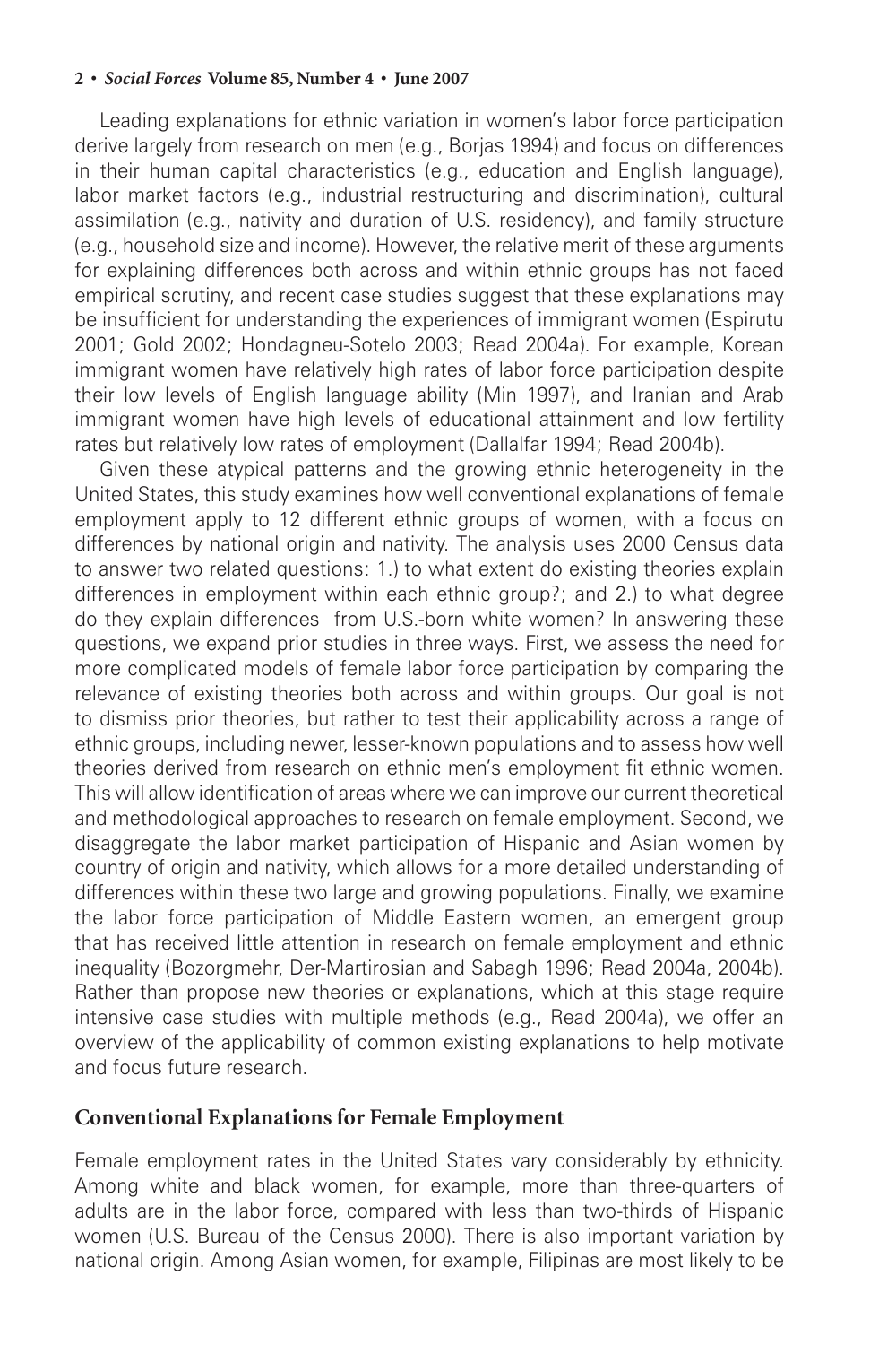Leading explanations for ethnic variation in women's labor force participation derive largely from research on men (e.g., Borjas 1994) and focus on differences in their human capital characteristics (e.g., education and English language), labor market factors (e.g., industrial restructuring and discrimination), cultural assimilation (e.g., nativity and duration of U.S. residency), and family structure (e.g., household size and income). However, the relative merit of these arguments for explaining differences both across and within ethnic groups has not faced empirical scrutiny, and recent case studies suggest that these explanations may be insufficient for understanding the experiences of immigrant women (Espirutu 2001; Gold 2002; Hondagneu-Sotelo 2003; Read 2004a). For example, Korean immigrant women have relatively high rates of labor force participation despite their low levels of English language ability (Min 1997), and Iranian and Arab immigrant women have high levels of educational attainment and low fertility rates but relatively low rates of employment (Dallalfar 1994; Read 2004b).

Given these atypical patterns and the growing ethnic heterogeneity in the United States, this study examines how well conventional explanations of female employment apply to 12 different ethnic groups of women, with a focus on differences by national origin and nativity. The analysis uses 2000 Census data to answer two related questions: 1.) to what extent do existing theories explain differences in employment within each ethnic group?; and 2.) to what degree do they explain differences from U.S.-born white women? In answering these questions, we expand prior studies in three ways. First, we assess the need for more complicated models of female labor force participation by comparing the relevance of existing theories both across and within groups. Our goal is not to dismiss prior theories, but rather to test their applicability across a range of ethnic groups, including newer, lesser-known populations and to assess how well theories derived from research on ethnic men's employment fit ethnic women. This will allow identification of areas where we can improve our current theoretical and methodological approaches to research on female employment. Second, we disaggregate the labor market participation of Hispanic and Asian women by country of origin and nativity, which allows for a more detailed understanding of differences within these two large and growing populations. Finally, we examine the labor force participation of Middle Eastern women, an emergent group that has received little attention in research on female employment and ethnic inequality (Bozorgmehr, Der-Martirosian and Sabagh 1996; Read 2004a, 2004b). Rather than propose new theories or explanations, which at this stage require intensive case studies with multiple methods (e.g., Read 2004a), we offer an overview of the applicability of common existing explanations to help motivate and focus future research.

## Conventional Explanations for Female Employment

Female employment rates in the United States vary considerably by ethnicity. Among white and black women, for example, more than three-quarters of adults are in the labor force, compared with less than two-thirds of Hispanic women (U.S. Bureau of the Census 2000). There is also important variation by national origin. Among Asian women, for example, Filipinas are most likely to be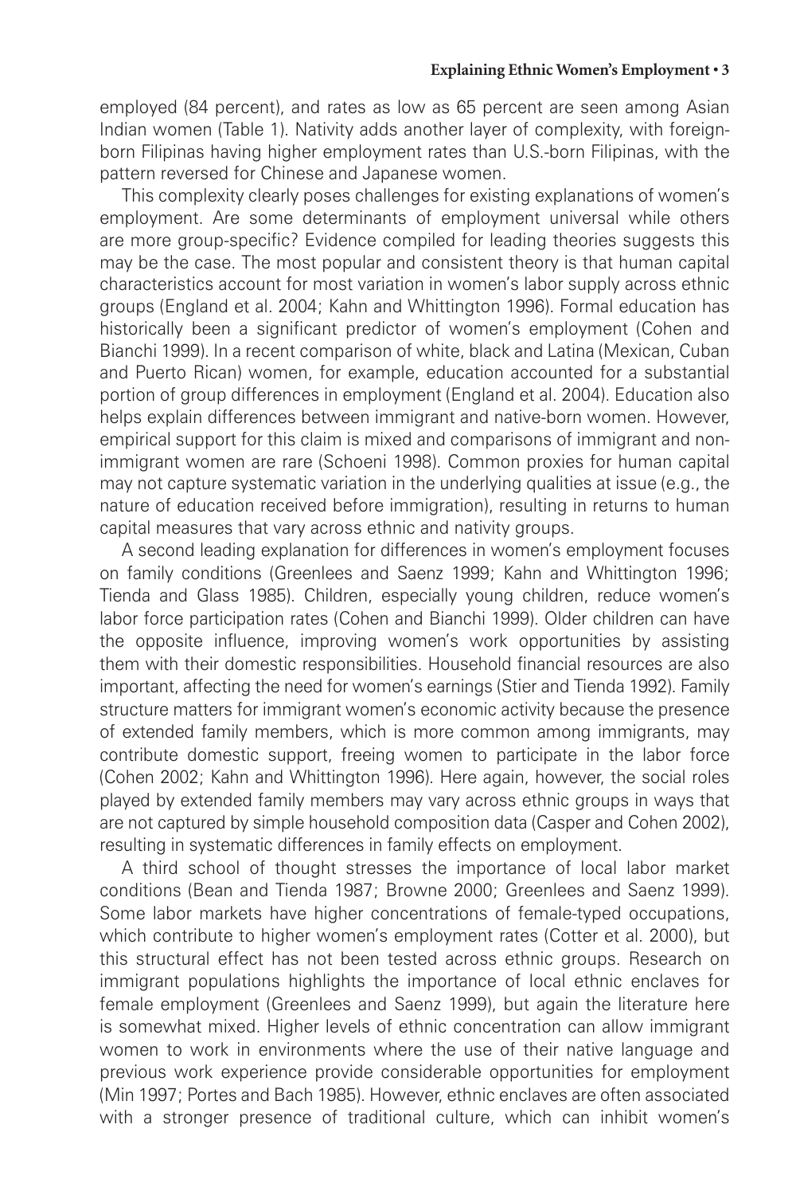employed (84 percent), and rates as low as 65 percent are seen among Asian Indian women (Table 1). Nativity adds another layer of complexity, with foreign-born Filipinas having higher employment rates than U.S.-born Filipinas, with the pattern reversed for Chinese and Japanese women.

This complexity clearly poses challenges for existing explanations of women's employment. Are some determinants of employment universal while others are more group-specific? Evidence compiled for leading theories suggests this may be the case. The most popular and consistent theory is that human capital characteristics account for most variation in women's labor supply across ethnic groups (England et al. 2004; Kahn and Whittington 1996). Formal education has historically been a significant predictor of women's employment (Cohen and Bianchi 1999). In a recent comparison of white, black and Latina (Mexican, Cuban and Puerto Rican) women, for example, education accounted for a substantial portion of group differences in employment (England et al. 2004). Education also helps explain differences between immigrant and native-born women. However, empirical support for this claim is mixed and comparisons of immigrant and non-immigrant women are rare (Schoeni 1998). Common proxies for human capital may not capture systematic variation in the underlying qualities at issue (e.g., the nature of education received before immigration), resulting in returns to human capital measures that vary across ethnic and nativity groups.

A second leading explanation for differences in women's employment focuses on family conditions (Greenlees and Saenz 1999; Kahn and Whittington 1996; Tienda and Glass 1985). Children, especially young children, reduce women's labor force participation rates (Cohen and Bianchi 1999). Older children can have the opposite influence, improving women's work opportunities by assisting them with their domestic responsibilities. Household financial resources are also important, affecting the need for women's earnings (Stier and Tienda 1992). Family structure matters for immigrant women's economic activity because the presence of extended family members, which is more common among immigrants, may contribute domestic support, freeing women to participate in the labor force (Cohen 2002; Kahn and Whittington 1996). Here again, however, the social roles played by extended family members may vary across ethnic groups in ways that are not captured by simple household composition data (Casper and Cohen 2002), resulting in systematic differences in family effects on employment.

A third school of thought stresses the importance of local labor market conditions (Bean and Tienda 1987; Browne 2000; Greenlees and Saenz 1999). Some labor markets have higher concentrations of female-typed occupations, which contribute to higher women's employment rates (Cotter et al. 2000), but this structural effect has not been tested across ethnic groups. Research on immigrant populations highlights the importance of local ethnic enclaves for female employment (Greenlees and Saenz 1999), but again the literature here is somewhat mixed. Higher levels of ethnic concentration can allow immigrant women to work in environments where the use of their native language and previous work experience provide considerable opportunities for employment (Min 1997; Portes and Bach 1985). However, ethnic enclaves are often associated with a stronger presence of traditional culture, which can inhibit women's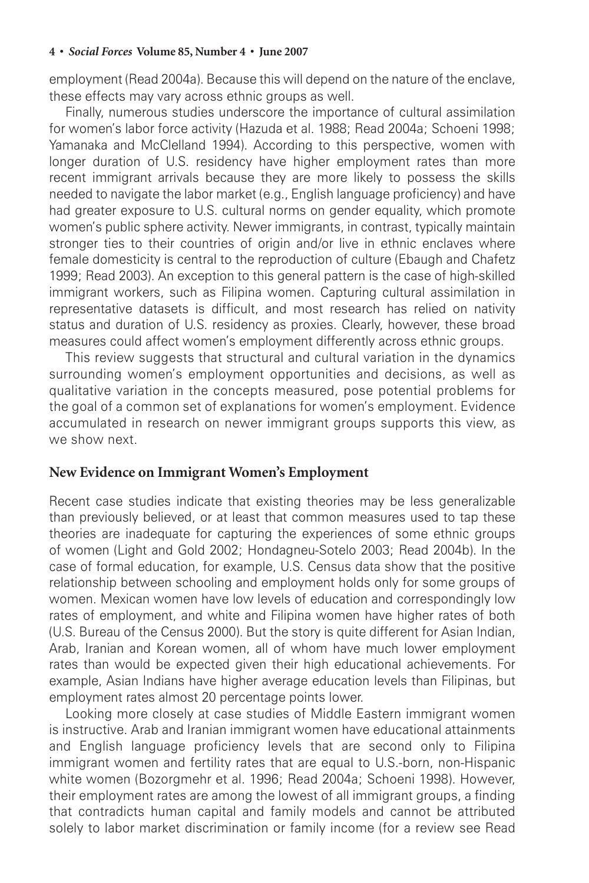employment (Read 2004a). Because this will depend on the nature of the enclave, these effects may vary across ethnic groups as well.

Finally, numerous studies underscore the importance of cultural assimilation for women's labor force activity (Hazuda et al. 1988; Read 2004a; Schoeni 1998; Yamanaka and McClelland 1994). According to this perspective, women with longer duration of U.S. residency have higher employment rates than more recent immigrant arrivals because they are more likely to possess the skills needed to navigate the labor market (e.g., English language proficiency) and have had greater exposure to U.S. cultural norms on gender equality, which promote women's public sphere activity. Newer immigrants, in contrast, typically maintain stronger ties to their countries of origin and/or live in ethnic enclaves where female domesticity is central to the reproduction of culture (Ebaugh and Chafetz 1999; Read 2003). An exception to this general pattern is the case of high-skilled immigrant workers, such as Filipina women. Capturing cultural assimilation in representative datasets is difficult, and most research has relied on nativity status and duration of U.S. residency as proxies. Clearly, however, these broad measures could affect women's employment differently across ethnic groups.

This review suggests that structural and cultural variation in the dynamics surrounding women's employment opportunities and decisions, as well as qualitative variation in the concepts measured, pose potential problems for the goal of a common set of explanations for women's employment. Evidence accumulated in research on newer immigrant groups supports this view, as we show next.

## New Evidence on Immigrant Women's Employment

Recent case studies indicate that existing theories may be less generalizable than previously believed, or at least that common measures used to tap these theories are inadequate for capturing the experiences of some ethnic groups of women (Light and Gold 2002; Hondagneu-Sotelo 2003; Read 2004b). In the case of formal education, for example, U.S. Census data show that the positive relationship between schooling and employment holds only for some groups of women. Mexican women have low levels of education and correspondingly low rates of employment, and white and Filipina women have higher rates of both (U.S. Bureau of the Census 2000). But the story is quite different for Asian Indian, Arab, Iranian and Korean women, all of whom have much lower employment rates than would be expected given their high educational achievements. For example, Asian Indians have higher average education levels than Filipinas, but employment rates almost 20 percentage points lower.

Looking more closely at case studies of Middle Eastern immigrant women is instructive. Arab and Iranian immigrant women have educational attainments and English language proficiency levels that are second only to Filipina immigrant women and fertility rates that are equal to U.S.-born, non-Hispanic white women (Bozorgmehr et al. 1996; Read 2004a; Schoeni 1998). However, their employment rates are among the lowest of all immigrant groups, a finding that contradicts human capital and family models and cannot be attributed solely to labor market discrimination or family income (for a review see Read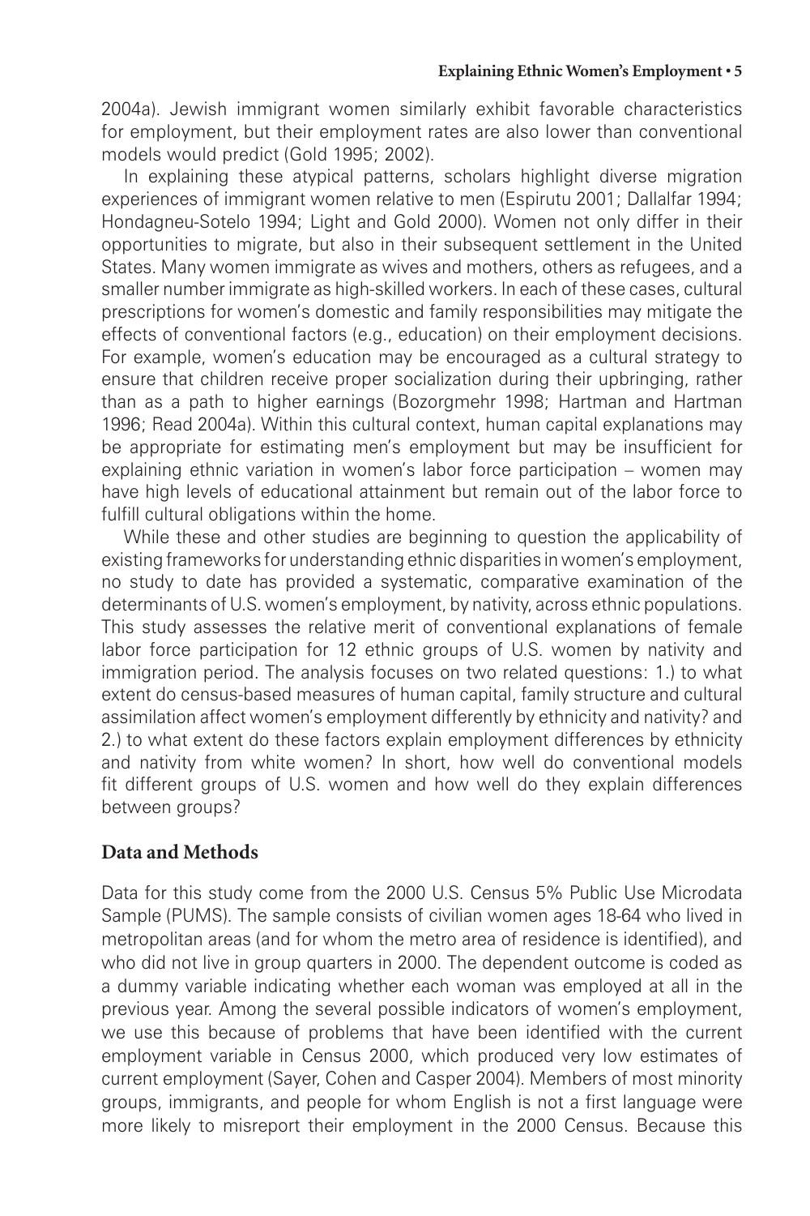2004a). Jewish immigrant women similarly exhibit favorable characteristics for employment, but their employment rates are also lower than conventional models would predict (Gold 1995; 2002).

In explaining these atypical patterns, scholars highlight diverse migration experiences of immigrant women relative to men (Espirutu 2001; Dallalfar 1994; Hondagneu-Sotelo 1994; Light and Gold 2000). Women not only differ in their opportunities to migrate, but also in their subsequent settlement in the United States. Many women immigrate as wives and mothers, others as refugees, and a smaller number immigrate as high-skilled workers. In each of these cases, cultural prescriptions for women's domestic and family responsibilities may mitigate the effects of conventional factors (e.g., education) on their employment decisions. For example, women's education may be encouraged as a cultural strategy to ensure that children receive proper socialization during their upbringing, rather than as a path to higher earnings (Bozorgmehr 1998; Hartman and Hartman 1996; Read 2004a). Within this cultural context, human capital explanations may be appropriate for estimating men's employment but may be insufficient for explaining ethnic variation in women's labor force participation – women may have high levels of educational attainment but remain out of the labor force to fulfill cultural obligations within the home.

While these and other studies are beginning to question the applicability of existing frameworks for understanding ethnic disparities in women's employment, no study to date has provided a systematic, comparative examination of the determinants of U.S. women's employment, by nativity, across ethnic populations. This study assesses the relative merit of conventional explanations of female labor force participation for 12 ethnic groups of U.S. women by nativity and immigration period. The analysis focuses on two related questions: 1.) to what extent do census-based measures of human capital, family structure and cultural assimilation affect women's employment differently by ethnicity and nativity? and 2.) to what extent do these factors explain employment differences by ethnicity and nativity from white women? In short, how well do conventional models fit different groups of U.S. women and how well do they explain differences between groups?

## Data and Methods

Data for this study come from the 2000 U.S. Census 5% Public Use Microdata Sample (PUMS). The sample consists of civilian women ages 18-64 who lived in metropolitan areas (and for whom the metro area of residence is identified), and who did not live in group quarters in 2000. The dependent outcome is coded as a dummy variable indicating whether each woman was employed at all in the previous year. Among the several possible indicators of women's employment, we use this because of problems that have been identified with the current employment variable in Census 2000, which produced very low estimates of current employment (Sayer, Cohen and Casper 2004). Members of most minority groups, immigrants, and people for whom English is not a first language were more likely to misreport their employment in the 2000 Census. Because this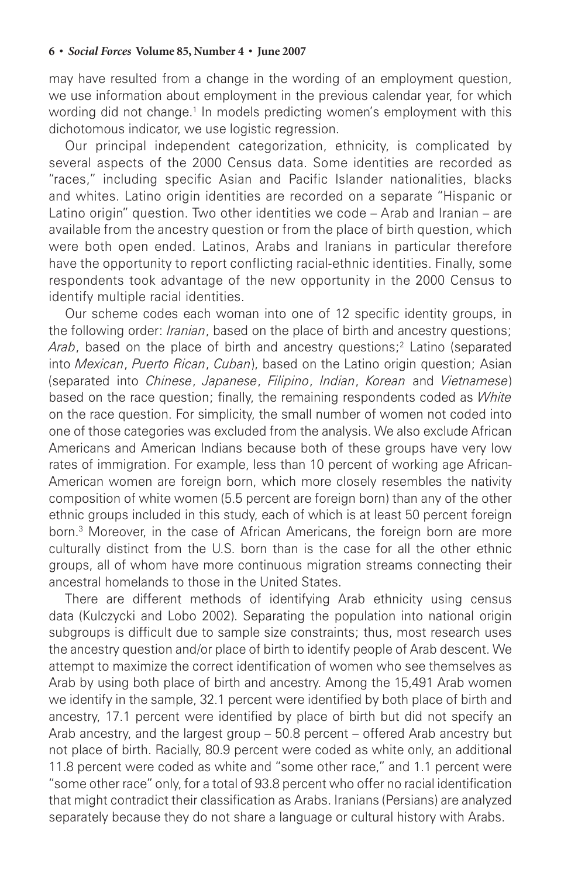may have resulted from a change in the wording of an employment question, we use information about employment in the previous calendar year, for which wording did not change.[1] In models predicting women's employment with this dichotomous indicator, we use logistic regression.

Our principal independent categorization, ethnicity, is complicated by several aspects of the 2000 Census data. Some identities are recorded as "races," including specific Asian and Pacific Islander nationalities, blacks and whites. Latino origin identities are recorded on a separate "Hispanic or Latino origin" question. Two other identities we code – Arab and Iranian – are available from the ancestry question or from the place of birth question, which were both open ended. Latinos, Arabs and Iranians in particular therefore have the opportunity to report conflicting racial-ethnic identities. Finally, some respondents took advantage of the new opportunity in the 2000 Census to identify multiple racial identities.

Our scheme codes each woman into one of 12 specific identity groups, in the following order: *Iranian*, based on the place of birth and ancestry questions; *Arab*, based on the place of birth and ancestry questions;[2] Latino (separated into *Mexican*, *Puerto Rican*, *Cuban*), based on the Latino origin question; Asian (separated into *Chinese*, *Japanese*, *Filipino*, *Indian*, *Korean* and *Vietnamese*) based on the race question; finally, the remaining respondents coded as *White* on the race question. For simplicity, the small number of women not coded into one of those categories was excluded from the analysis. We also exclude African Americans and American Indians because both of these groups have very low rates of immigration. For example, less than 10 percent of working age African-American women are foreign born, which more closely resembles the nativity composition of white women (5.5 percent are foreign born) than any of the other ethnic groups included in this study, each of which is at least 50 percent foreign born.[3] Moreover, in the case of African Americans, the foreign born are more culturally distinct from the U.S. born than is the case for all the other ethnic groups, all of whom have more continuous migration streams connecting their ancestral homelands to those in the United States.

There are different methods of identifying Arab ethnicity using census data (Kulczycki and Lobo 2002). Separating the population into national origin subgroups is difficult due to sample size constraints; thus, most research uses the ancestry question and/or place of birth to identify people of Arab descent. We attempt to maximize the correct identification of women who see themselves as Arab by using both place of birth and ancestry. Among the 15,491 Arab women we identify in the sample, 32.1 percent were identified by both place of birth and ancestry, 17.1 percent were identified by place of birth but did not specify an Arab ancestry, and the largest group – 50.8 percent – offered Arab ancestry but not place of birth. Racially, 80.9 percent were coded as white only, an additional 11.8 percent were coded as white and "some other race," and 1.1 percent were "some other race" only, for a total of 93.8 percent who offer no racial identification that might contradict their classification as Arabs. Iranians (Persians) are analyzed separately because they do not share a language or cultural history with Arabs.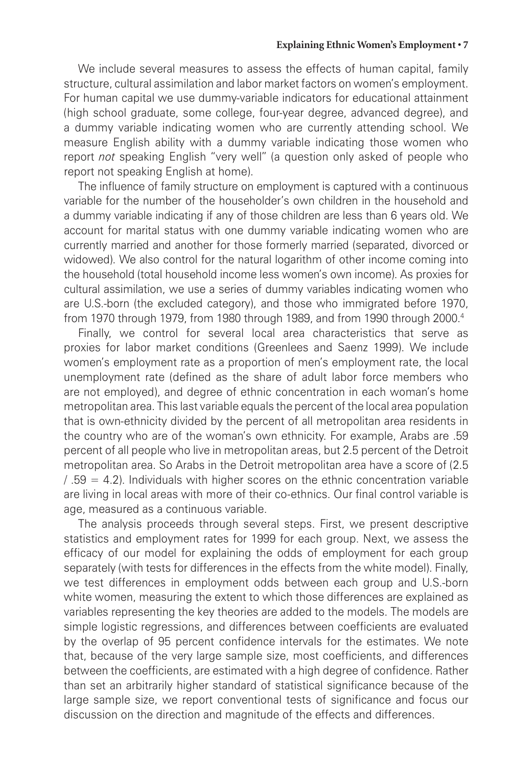We include several measures to assess the effects of human capital, family structure, cultural assimilation and labor market factors on women's employment. For human capital we use dummy-variable indicators for educational attainment (high school graduate, some college, four-year degree, advanced degree), and a dummy variable indicating women who are currently attending school. We measure English ability with a dummy variable indicating those women who report *not* speaking English "very well" (a question only asked of people who report not speaking English at home).

The influence of family structure on employment is captured with a continuous variable for the number of the householder's own children in the household and a dummy variable indicating if any of those children are less than 6 years old. We account for marital status with one dummy variable indicating women who are currently married and another for those formerly married (separated, divorced or widowed). We also control for the natural logarithm of other income coming into the household (total household income less women's own income). As proxies for cultural assimilation, we use a series of dummy variables indicating women who are U.S.-born (the excluded category), and those who immigrated before 1970, from 1970 through 1979, from 1980 through 1989, and from 1990 through 2000.[4]

Finally, we control for several local area characteristics that serve as proxies for labor market conditions (Greenlees and Saenz 1999). We include women's employment rate as a proportion of men's employment rate, the local unemployment rate (defined as the share of adult labor force members who are not employed), and degree of ethnic concentration in each woman's home metropolitan area. This last variable equals the percent of the local area population that is own-ethnicity divided by the percent of all metropolitan area residents in the country who are of the woman's own ethnicity. For example, Arabs are .59 percent of all people who live in metropolitan areas, but 2.5 percent of the Detroit metropolitan area. So Arabs in the Detroit metropolitan area have a score of (2.5 / .59 = 4.2). Individuals with higher scores on the ethnic concentration variable are living in local areas with more of their co-ethnics. Our final control variable is age, measured as a continuous variable.

The analysis proceeds through several steps. First, we present descriptive statistics and employment rates for 1999 for each group. Next, we assess the efficacy of our model for explaining the odds of employment for each group separately (with tests for differences in the effects from the white model). Finally, we test differences in employment odds between each group and U.S.-born white women, measuring the extent to which those differences are explained as variables representing the key theories are added to the models. The models are simple logistic regressions, and differences between coefficients are evaluated by the overlap of 95 percent confidence intervals for the estimates. We note that, because of the very large sample size, most coefficients, and differences between the coefficients, are estimated with a high degree of confidence. Rather than set an arbitrarily higher standard of statistical significance because of the large sample size, we report conventional tests of significance and focus our discussion on the direction and magnitude of the effects and differences.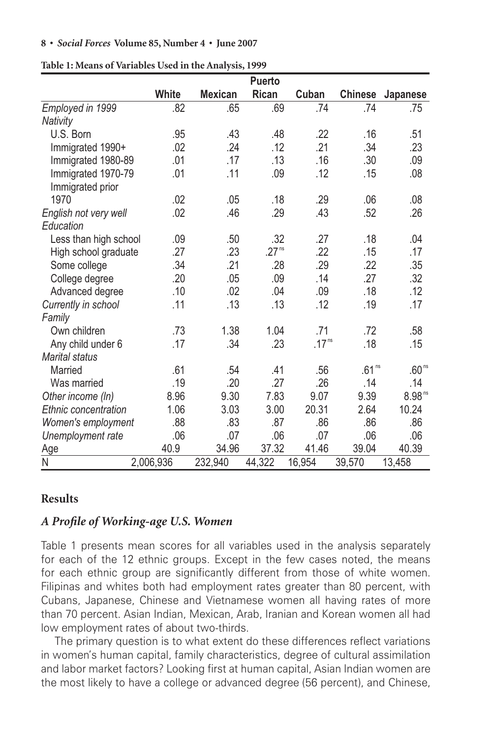**Table 1: Means of Variables Used in the Analysis, 1999**

| | White | Mexican | Puerto Rican | Cuban | Chinese | Japanese |
|---|---|---|---|---|---|---|
| *Employed in 1999* | .82 | .65 | .69 | .74 | .74 | .75 |
| *Nativity* | | | | | | |
| U.S. Born | .95 | .43 | .48 | .22 | .16 | .51 |
| Immigrated 1990+ | .02 | .24 | .12 | .21 | .34 | .23 |
| Immigrated 1980-89 | .01 | .17 | .13 | .16 | .30 | .09 |
| Immigrated 1970-79 | .01 | .11 | .09 | .12 | .15 | .08 |
| Immigrated prior 1970 | .02 | .05 | .18 | .29 | .06 | .08 |
| *English not very well* | .02 | .46 | .29 | .43 | .52 | .26 |
| *Education* | | | | | | |
| Less than high school | .09 | .50 | .32 | .27 | .18 | .04 |
| High school graduate | .27 | .23 | .27 ns | .22 | .15 | .17 |
| Some college | .34 | .21 | .28 | .29 | .22 | .35 |
| College degree | .20 | .05 | .09 | .14 | .27 | .32 |
| Advanced degree | .10 | .02 | .04 | .09 | .18 | .12 |
| *Currently in school* | .11 | .13 | .13 | .12 | .19 | .17 |
| *Family* | | | | | | |
| Own children | .73 | 1.38 | 1.04 | .71 | .72 | .58 |
| Any child under 6 | .17 | .34 | .23 | .17 ns | .18 | .15 |
| *Marital status* | | | | | | |
| Married | .61 | .54 | .41 | .56 | .61 ns | .60 ns |
| Was married | .19 | .20 | .27 | .26 | .14 | .14 |
| *Other income (ln)* | 8.96 | 9.30 | 7.83 | 9.07 | 9.39 | 8.98 ns |
| *Ethnic concentration* | 1.06 | 3.03 | 3.00 | 20.31 | 2.64 | 10.24 |
| *Women's employment* | .88 | .83 | .87 | .86 | .86 | .86 |
| *Unemployment rate* | .06 | .07 | .06 | .07 | .06 | .06 |
| Age | 40.9 | 34.96 | 37.32 | 41.46 | 39.04 | 40.39 |
| N | 2,006,936 | 232,940 | 44,322 | 16,954 | 39,570 | 13,458 |

## Results

### *A Profile of Working-age U.S. Women*

Table 1 presents mean scores for all variables used in the analysis separately for each of the 12 ethnic groups. Except in the few cases noted, the means for each ethnic group are significantly different from those of white women. Filipinas and whites both had employment rates greater than 80 percent, with Cubans, Japanese, Chinese and Vietnamese women all having rates of more than 70 percent. Asian Indian, Mexican, Arab, Iranian and Korean women all had low employment rates of about two-thirds.

The primary question is to what extent do these differences reflect variations in women's human capital, family characteristics, degree of cultural assimilation and labor market factors? Looking first at human capital, Asian Indian women are the most likely to have a college or advanced degree (56 percent), and Chinese,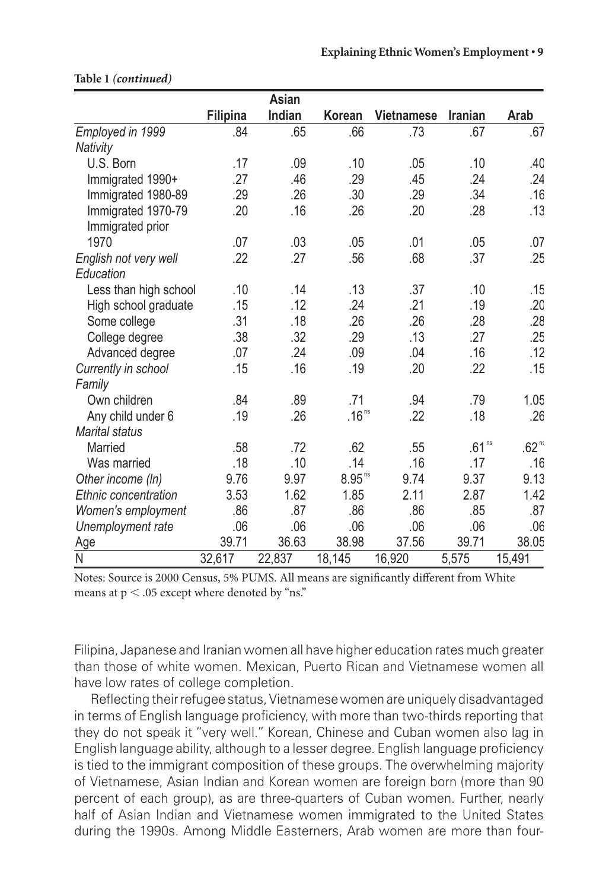**Table 1** *(continued)*

| | Filipina | Asian Indian | Korean | Vietnamese | Iranian | Arab |
|---|---|---|---|---|---|---|
| *Employed in 1999* | .84 | .65 | .66 | .73 | .67 | .67 |
| *Nativity* | | | | | | |
| U.S. Born | .17 | .09 | .10 | .05 | .10 | .40 |
| Immigrated 1990+ | .27 | .46 | .29 | .45 | .24 | .24 |
| Immigrated 1980-89 | .29 | .26 | .30 | .29 | .34 | .16 |
| Immigrated 1970-79 | .20 | .16 | .26 | .20 | .28 | .13 |
| Immigrated prior 1970 | .07 | .03 | .05 | .01 | .05 | .07 |
| *English not very well* | .22 | .27 | .56 | .68 | .37 | .25 |
| *Education* | | | | | | |
| Less than high school | .10 | .14 | .13 | .37 | .10 | .15 |
| High school graduate | .15 | .12 | .24 | .21 | .19 | .20 |
| Some college | .31 | .18 | .26 | .26 | .28 | .28 |
| College degree | .38 | .32 | .29 | .13 | .27 | .25 |
| Advanced degree | .07 | .24 | .09 | .04 | .16 | .12 |
| *Currently in school* | .15 | .16 | .19 | .20 | .22 | .15 |
| *Family* | | | | | | |
| Own children | .84 | .89 | .71 | .94 | .79 | 1.05 |
| Any child under 6 | .19 | .26 | .16[ns] | .22 | .18 | .26 |
| *Marital status* | | | | | | |
| Married | .58 | .72 | .62 | .55 | .61[ns] | .62[ns] |
| Was married | .18 | .10 | .14 | .16 | .17 | .16 |
| *Other income (ln)* | 9.76 | 9.97 | 8.95[ns] | 9.74 | 9.37 | 9.13 |
| *Ethnic concentration* | 3.53 | 1.62 | 1.85 | 2.11 | 2.87 | 1.42 |
| *Women's employment* | .86 | .87 | .86 | .86 | .85 | .87 |
| *Unemployment rate* | .06 | .06 | .06 | .06 | .06 | .06 |
| Age | 39.71 | 36.63 | 38.98 | 37.56 | 39.71 | 38.05 |
| N | 32,617 | 22,837 | 18,145 | 16,920 | 5,575 | 15,491 |

Notes: Source is 2000 Census, 5% PUMS. All means are significantly different from White means at $p < .05$ except where denoted by "ns."

Filipina, Japanese and Iranian women all have higher education rates much greater than those of white women. Mexican, Puerto Rican and Vietnamese women all have low rates of college completion.

Reflecting their refugee status, Vietnamese women are uniquely disadvantaged in terms of English language proficiency, with more than two-thirds reporting that they do not speak it "very well." Korean, Chinese and Cuban women also lag in English language ability, although to a lesser degree. English language proficiency is tied to the immigrant composition of these groups. The overwhelming majority of Vietnamese, Asian Indian and Korean women are foreign born (more than 90 percent of each group), as are three-quarters of Cuban women. Further, nearly half of Asian Indian and Vietnamese women immigrated to the United States during the 1990s. Among Middle Easterners, Arab women are more than four-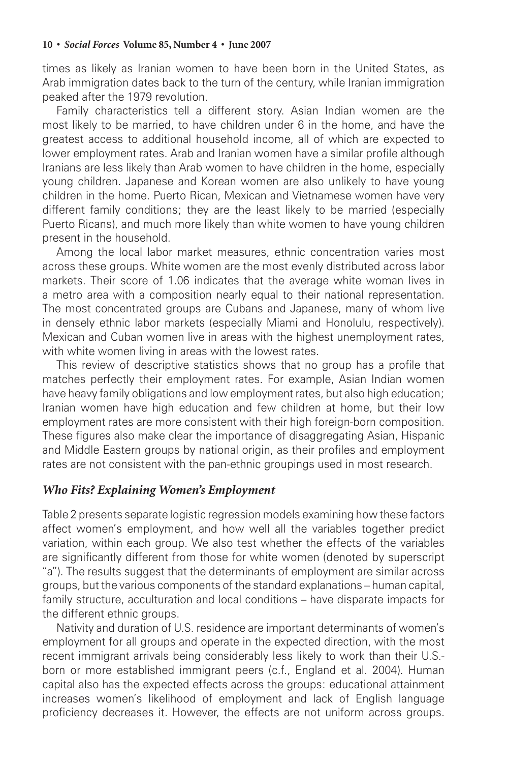times as likely as Iranian women to have been born in the United States, as Arab immigration dates back to the turn of the century, while Iranian immigration peaked after the 1979 revolution.

Family characteristics tell a different story. Asian Indian women are the most likely to be married, to have children under 6 in the home, and have the greatest access to additional household income, all of which are expected to lower employment rates. Arab and Iranian women have a similar profile although Iranians are less likely than Arab women to have children in the home, especially young children. Japanese and Korean women are also unlikely to have young children in the home. Puerto Rican, Mexican and Vietnamese women have very different family conditions; they are the least likely to be married (especially Puerto Ricans), and much more likely than white women to have young children present in the household.

Among the local labor market measures, ethnic concentration varies most across these groups. White women are the most evenly distributed across labor markets. Their score of 1.06 indicates that the average white woman lives in a metro area with a composition nearly equal to their national representation. The most concentrated groups are Cubans and Japanese, many of whom live in densely ethnic labor markets (especially Miami and Honolulu, respectively). Mexican and Cuban women live in areas with the highest unemployment rates, with white women living in areas with the lowest rates.

This review of descriptive statistics shows that no group has a profile that matches perfectly their employment rates. For example, Asian Indian women have heavy family obligations and low employment rates, but also high education; Iranian women have high education and few children at home, but their low employment rates are more consistent with their high foreign-born composition. These figures also make clear the importance of disaggregating Asian, Hispanic and Middle Eastern groups by national origin, as their profiles and employment rates are not consistent with the pan-ethnic groupings used in most research.

### *Who Fits? Explaining Women's Employment*

Table 2 presents separate logistic regression models examining how these factors affect women's employment, and how well all the variables together predict variation, within each group. We also test whether the effects of the variables are significantly different from those for white women (denoted by superscript "a"). The results suggest that the determinants of employment are similar across groups, but the various components of the standard explanations – human capital, family structure, acculturation and local conditions – have disparate impacts for the different ethnic groups.

Nativity and duration of U.S. residence are important determinants of women's employment for all groups and operate in the expected direction, with the most recent immigrant arrivals being considerably less likely to work than their U.S.-born or more established immigrant peers (c.f., England et al. 2004). Human capital also has the expected effects across the groups: educational attainment increases women's likelihood of employment and lack of English language proficiency decreases it. However, the effects are not uniform across groups.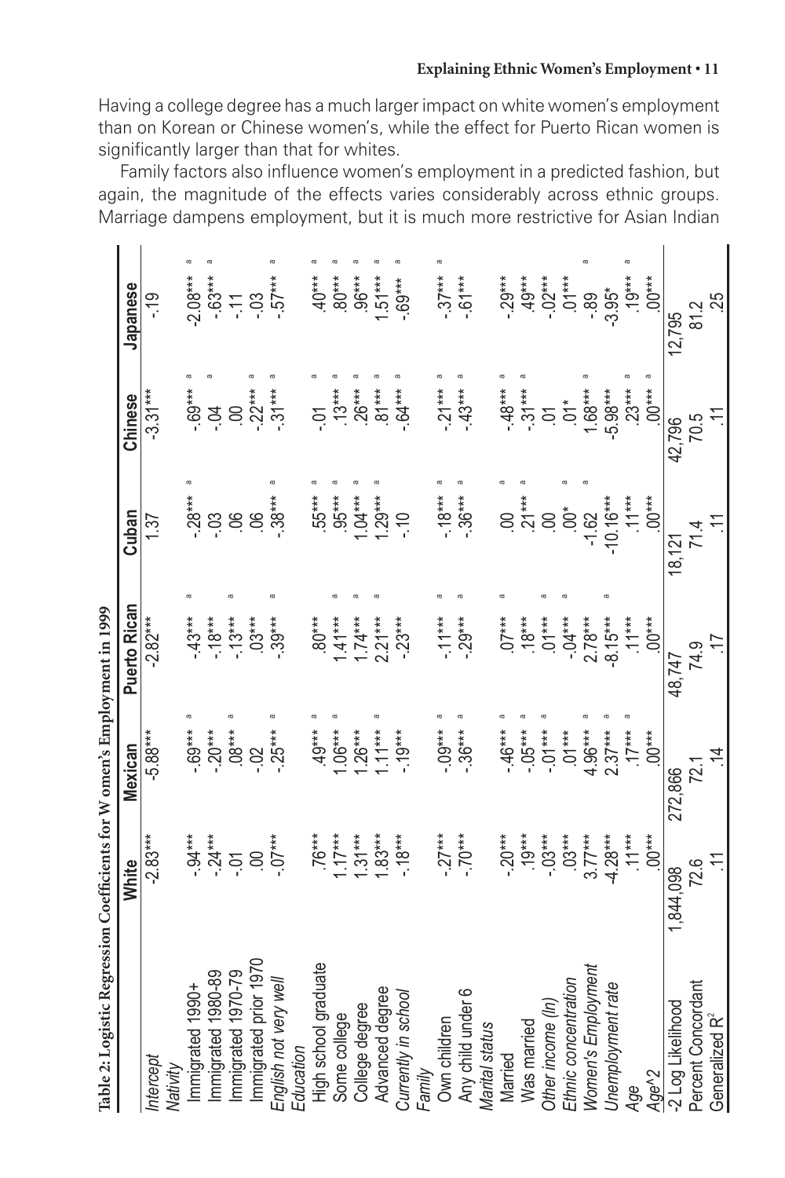Having a college degree has a much larger impact on white women's employment than on Korean or Chinese women's, while the effect for Puerto Rican women is significantly larger than that for whites.

Family factors also influence women's employment in a predicted fashion, but again, the magnitude of the effects varies considerably across ethnic groups. Marriage dampens employment, but it is much more restrictive for Asian Indian

**Table 2: Logistic Regression Coefficients for Women's Employment in 1999**

| | White | Mexican | Puerto Rican | Cuban | Chinese | Japanese |
|---|---|---|---|---|---|---|
| *Intercept* | -2.83*** | -5.88*** | -2.82*** | 1.37 | -3.31*** | -.19 |
| *Nativity* | | | | | | |
| Immigrated 1990+ | -.94*** | -.69*** [a] | -.43*** [a] | -.28*** [a] | -.69*** [a] | -2.08*** [a] |
| Immigrated 1980-89 | -.24*** | -.20*** | -.18*** | -.03 | -.04 [a] | -.63*** [a] |
| Immigrated 1970-79 | -.01 | .08*** [a] | -.13*** [a] | .06 | .00 | -.11 |
| Immigrated prior 1970 | .00 | -.02 | .03*** | .06 | -.22*** [a] | -.03 |
| *English not very well* | -.07*** | -.25*** [a] | -.39*** [a] | -.38*** [a] | -.31*** [a] | -.57*** [a] |
| *Education* | | | | | | |
| High school graduate | .76*** | .49*** [a] | .80*** | .55*** [a] | -.01 [a] | .40*** [a] |
| Some college | 1.17*** | 1.06*** [a] | 1.41*** [a] | .95*** [a] | .13*** [a] | .80*** [a] |
| College degree | 1.31*** | 1.26*** | 1.74*** [a] | 1.04*** [a] | .26*** [a] | .96*** [a] |
| Advanced degree | 1.83*** | 1.11*** [a] | 2.21*** [a] | 1.29*** [a] | .81*** [a] | 1.51*** [a] |
| *Currently in school* | -.18*** | -.19*** | -.23*** | -.10 | -.64*** [a] | -.69*** [a] |
| *Family* | | | | | | |
| Own children | -.27*** | -.09*** [a] | -.11*** [a] | -.18*** [a] | -.21*** [a] | -.37*** [a] |
| Any child under 6 | -.70*** | -.36*** [a] | -.29*** [a] | -.36*** [a] | -.43*** [a] | -.61*** |
| *Marital status* | | | | | | |
| Married | -.20*** | -.46*** [a] | .07*** [a] | .00 [a] | -.48*** [a] | -.29*** |
| Was married | .19*** | -.05*** [a] | .18*** | .21*** [a] | -.31*** [a] | .49*** |
| *Other income (ln)* | -.03*** | -.01*** [a] | .01*** [a] | .00 | .01 | -.02*** |
| *Ethnic concentration* | .03*** | .01*** | -.04*** [a] | .00* [a] | .01* | .01*** |
| *Women's Employment* | 3.77*** | 4.96*** [a] | 2.78*** | -1.62 [a] | 1.68*** [a] | .89 [a] |
| *Unemployment rate* | -4.28*** | 2.37*** [a] | -8.15*** [a] | -10.16*** | -5.98*** | -3.95* |
| *Age* | .11*** | .17*** [a] | .11*** | .11*** | .23*** [a] | .19*** [a] |
| *Age^2* | .00*** | .00*** | .00*** | .00*** | .00*** [a] | .00*** |
| -2 Log Likelihood | 1,844,098 | 272,866 | 48,747 | 18,121 | 42,796 | 12,795 |
| Percent Concordant | 72.6 | 72.1 | 74.9 | 71.4 | 70.5 | 81.2 |
| Generalized $R^2$ | .11 | .14 | .17 | .11 | .11 | .25 |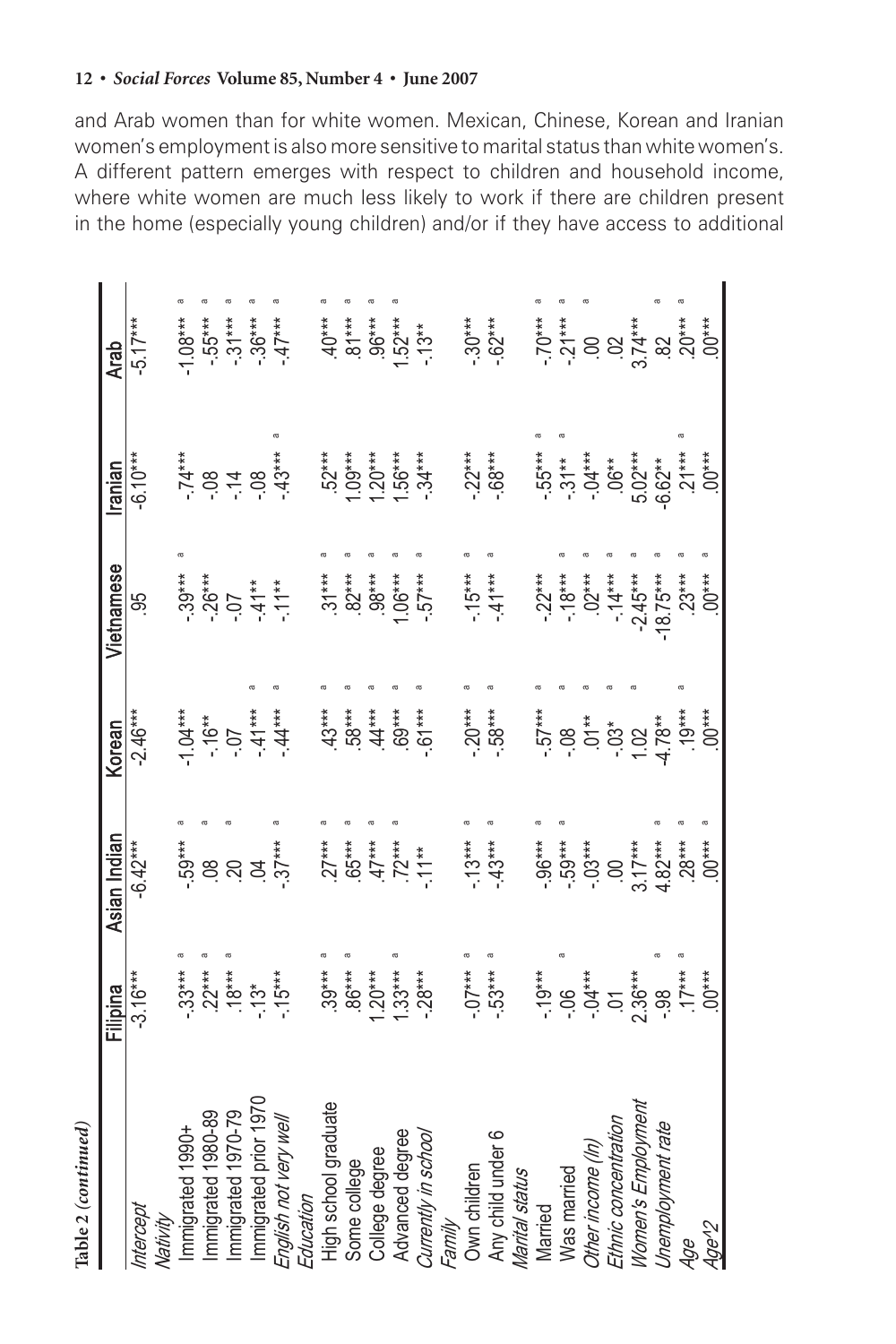and Arab women than for white women. Mexican, Chinese, Korean and Iranian women's employment is also more sensitive to marital status than white women's. A different pattern emerges with respect to children and household income, where white women are much less likely to work if there are children present in the home (especially young children) and/or if they have access to additional

**Table 2 (continued)**

| | Filipina | Asian Indian | Korean | Vietnamese | Iranian | Arab |
|---|---|---|---|---|---|---|
| *Intercept* | -3.16*** | -6.42*** | -2.46*** | .95 | -6.10*** | -5.17*** |
| *Nativity* | | | | | | |
| Immigrated 1990+ | -.33*** [a] | -.59*** [a] | -1.04*** | -.39*** [a] | -.74*** | -1.08*** [a] |
| Immigrated 1980-89 | .22*** [a] | .08 [a] | -.16** | -.26*** | -.08 | -.55*** [a] |
| Immigrated 1970-79 | .18*** [a] | .20 [a] | -.07 | -.07 | -.14 | -.31*** [a] |
| Immigrated prior 1970 | -.13* | .04 | -.41*** [a] | -.41** | -.08 | -.36*** [a] |
| *English not very well* | -.15*** | -.37*** [a] | -.44*** [a] | -.11** | -.43*** [a] | -.47*** [a] |
| *Education* | | | | | | |
| High school graduate | .39*** [a] | .27*** [a] | .43*** [a] | .31*** [a] | .52*** | .40*** [a] |
| Some college | .86*** [a] | .65*** [a] | .58*** [a] | .82*** [a] | 1.09*** | .81*** [a] |
| College degree | 1.20*** | .47*** [a] | .44*** [a] | .98*** [a] | 1.20*** | .96*** [a] |
| Advanced degree | 1.33*** [a] | .72*** [a] | .69*** [a] | 1.06*** [a] | 1.56*** | 1.52*** [a] |
| *Currently in school* | -.28*** | -.11** | -.61*** [a] | -.57*** [a] | -.34*** | -.13** |
| *Family* | | | | | | |
| Own children | -.07*** [a] | -.13*** [a] | -.20*** [a] | -.15*** [a] | -.22*** | -.30*** |
| Any child under 6 | -.53*** [a] | -.43*** [a] | -.58*** [a] | -.41*** [a] | -.68*** | -.62*** |
| *Marital status* | | | | | | |
| Married | -.19*** | -.96*** [a] | -.57*** [a] | -.22*** | -.55*** [a] | -.70*** [a] |
| Was married | -.06 [a] | -.59*** [a] | -.08 [a] | -.18*** [a] | -.31** [a] | -.21*** [a] |
| *Other income (ln)* | -.04*** | -.03*** | .01** [a] | .02*** [a] | -.04*** | .00 [a] |
| *Ethnic concentration* | .01 | .00 | -.03* [a] | -.14*** [a] | .06** | .02 |
| *Women's Employment* | 2.36*** | 3.17*** | 1.02 [a] | -2.45*** [a] | 5.02*** | 3.74*** |
| *Unemployment rate* | -.98 [a] | 4.82*** [a] | -4.78** | -18.75*** [a] | -6.62** | .82 [a] |
| *Age* | .17*** [a] | .28*** [a] | .19*** [a] | .23*** [a] | .21*** [a] | .20*** [a] |
| *Age^2* | .00*** | .00*** [a] | .00*** | .00*** [a] | .00*** | .00*** |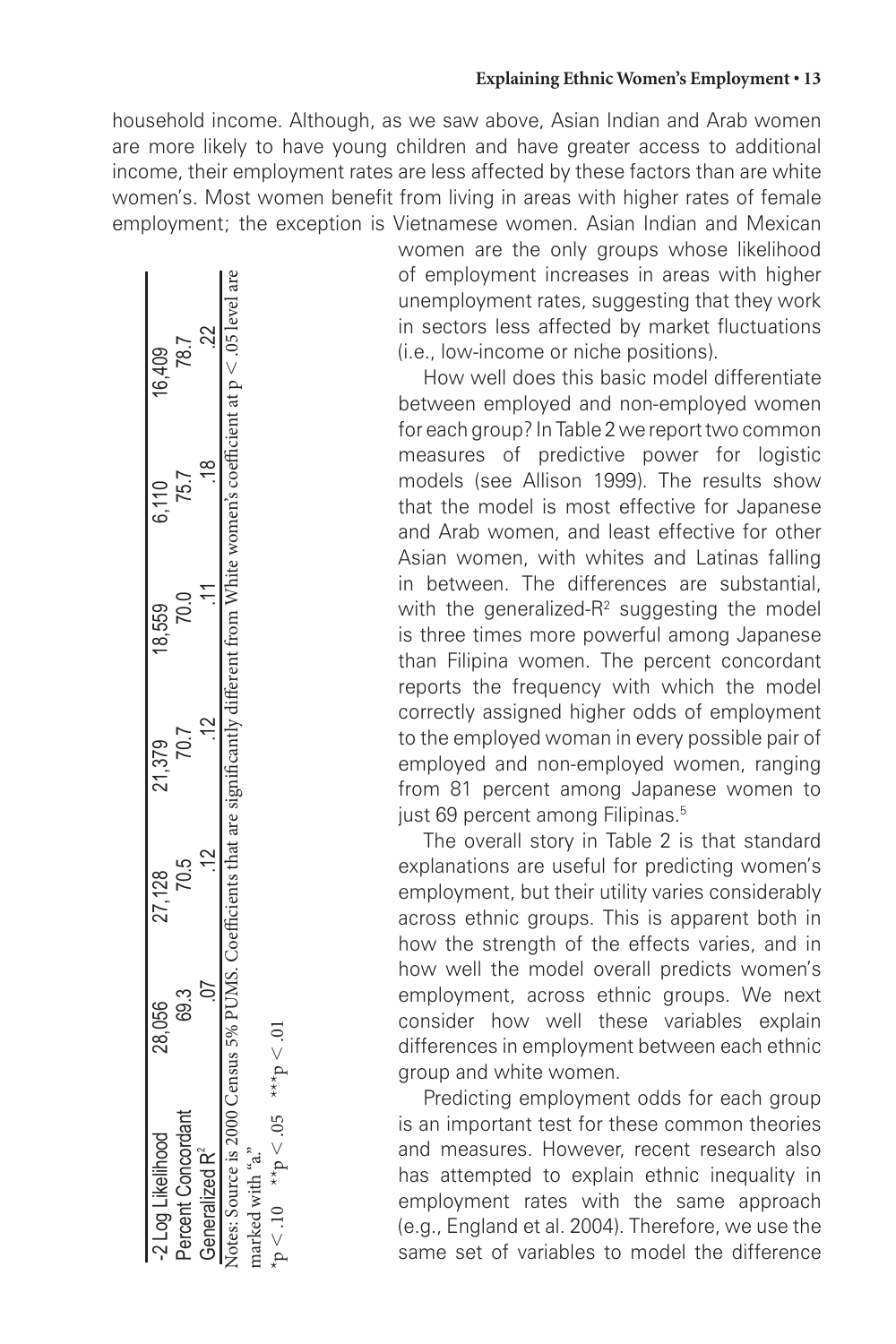household income. Although, as we saw above, Asian Indian and Arab women are more likely to have young children and have greater access to additional income, their employment rates are less affected by these factors than are white women's. Most women benefit from living in areas with higher rates of female employment; the exception is Vietnamese women. Asian Indian and Mexican women are the only groups whose likelihood of employment increases in areas with higher unemployment rates, suggesting that they work in sectors less affected by market fluctuations (i.e., low-income or niche positions).

| -2 Log Likelihood | 28,056 | 27,128 | 21,379 | 18,559 | 6,110 | 16,409 |
|---|---|---|---|---|---|---|
| Percent Concordant | 69.3 | 70.5 | 70.7 | 70.0 | 75.7 | 78.7 |
| Generalized $R^2$ | .07 | .12 | .12 | .11 | .18 | .22 |

Notes: Source is 2000 Census 5% PUMS. Coefficients that are significantly different from White women's coefficient at $p < .05$ level are marked with "a."

*$p < .10$ **$p < .05$ ***$p < .01$

How well does this basic model differentiate between employed and non-employed women for each group? In Table 2 we report two common measures of predictive power for logistic models (see Allison 1999). The results show that the model is most effective for Japanese and Arab women, and least effective for other Asian women, with whites and Latinas falling in between. The differences are substantial, with the generalized-$R^2$ suggesting the model is three times more powerful among Japanese than Filipina women. The percent concordant reports the frequency with which the model correctly assigned higher odds of employment to the employed woman in every possible pair of employed and non-employed women, ranging from 81 percent among Japanese women to just 69 percent among Filipinas.[5]

The overall story in Table 2 is that standard explanations are useful for predicting women's employment, but their utility varies considerably across ethnic groups. This is apparent both in how the strength of the effects varies, and in how well the model overall predicts women's employment, across ethnic groups. We next consider how well these variables explain differences in employment between each ethnic group and white women.

Predicting employment odds for each group is an important test for these common theories and measures. However, recent research also has attempted to explain ethnic inequality in employment rates with the same approach (e.g., England et al. 2004). Therefore, we use the same set of variables to model the difference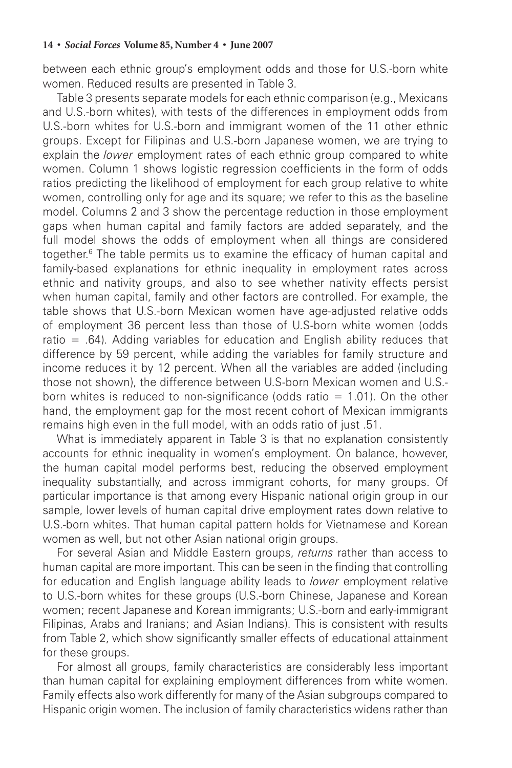between each ethnic group's employment odds and those for U.S.-born white women. Reduced results are presented in Table 3.

Table 3 presents separate models for each ethnic comparison (e.g., Mexicans and U.S.-born whites), with tests of the differences in employment odds from U.S.-born whites for U.S.-born and immigrant women of the 11 other ethnic groups. Except for Filipinas and U.S.-born Japanese women, we are trying to explain the *lower* employment rates of each ethnic group compared to white women. Column 1 shows logistic regression coefficients in the form of odds ratios predicting the likelihood of employment for each group relative to white women, controlling only for age and its square; we refer to this as the baseline model. Columns 2 and 3 show the percentage reduction in those employment gaps when human capital and family factors are added separately, and the full model shows the odds of employment when all things are considered together.[6] The table permits us to examine the efficacy of human capital and family-based explanations for ethnic inequality in employment rates across ethnic and nativity groups, and also to see whether nativity effects persist when human capital, family and other factors are controlled. For example, the table shows that U.S.-born Mexican women have age-adjusted relative odds of employment 36 percent less than those of U.S-born white women (odds ratio = .64). Adding variables for education and English ability reduces that difference by 59 percent, while adding the variables for family structure and income reduces it by 12 percent. When all the variables are added (including those not shown), the difference between U.S-born Mexican women and U.S.-born whites is reduced to non-significance (odds ratio = 1.01). On the other hand, the employment gap for the most recent cohort of Mexican immigrants remains high even in the full model, with an odds ratio of just .51.

What is immediately apparent in Table 3 is that no explanation consistently accounts for ethnic inequality in women's employment. On balance, however, the human capital model performs best, reducing the observed employment inequality substantially, and across immigrant cohorts, for many groups. Of particular importance is that among every Hispanic national origin group in our sample, lower levels of human capital drive employment rates down relative to U.S.-born whites. That human capital pattern holds for Vietnamese and Korean women as well, but not other Asian national origin groups.

For several Asian and Middle Eastern groups, *returns* rather than access to human capital are more important. This can be seen in the finding that controlling for education and English language ability leads to *lower* employment relative to U.S.-born whites for these groups (U.S.-born Chinese, Japanese and Korean women; recent Japanese and Korean immigrants; U.S.-born and early-immigrant Filipinas, Arabs and Iranians; and Asian Indians). This is consistent with results from Table 2, which show significantly smaller effects of educational attainment for these groups.

For almost all groups, family characteristics are considerably less important than human capital for explaining employment differences from white women. Family effects also work differently for many of the Asian subgroups compared to Hispanic origin women. The inclusion of family characteristics widens rather than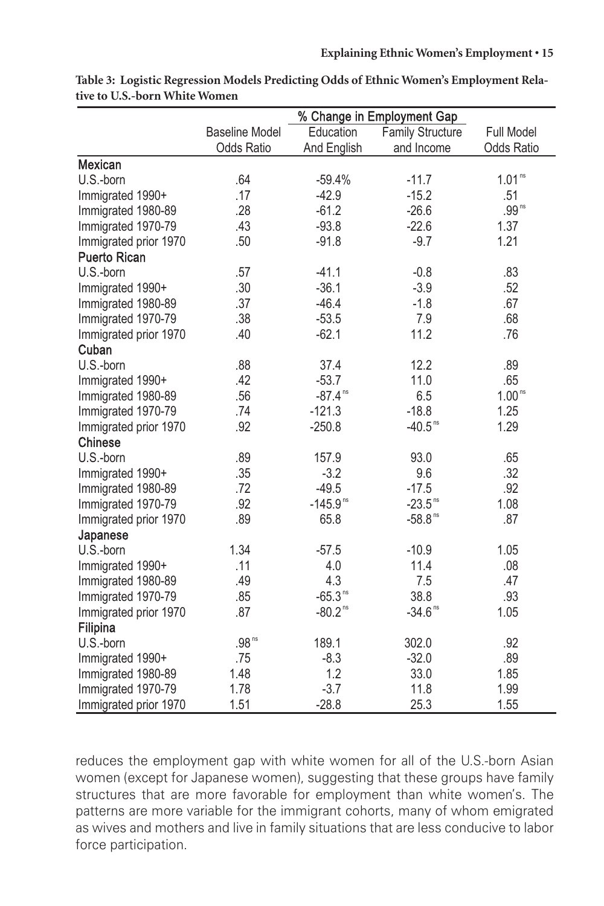**Table 3: Logistic Regression Models Predicting Odds of Ethnic Women's Employment Relative to U.S.-born White Women**

| | Baseline Model | % Change in Employment Gap | | Full Model |
|---|---|---|---|---|
| | Odds Ratio | Education And English | Family Structure and Income | Odds Ratio |
| **Mexican** | | | | |
| U.S.-born | .64 | -59.4% | -11.7 | 1.01 ns |
| Immigrated 1990+ | .17 | -42.9 | -15.2 | .51 |
| Immigrated 1980-89 | .28 | -61.2 | -26.6 | .99 ns |
| Immigrated 1970-79 | .43 | -93.8 | -22.6 | 1.37 |
| Immigrated prior 1970 | .50 | -91.8 | -9.7 | 1.21 |
| **Puerto Rican** | | | | |
| U.S.-born | .57 | -41.1 | -0.8 | .83 |
| Immigrated 1990+ | .30 | -36.1 | -3.9 | .52 |
| Immigrated 1980-89 | .37 | -46.4 | -1.8 | .67 |
| Immigrated 1970-79 | .38 | -53.5 | 7.9 | .68 |
| Immigrated prior 1970 | .40 | -62.1 | 11.2 | .76 |
| **Cuban** | | | | |
| U.S.-born | .88 | 37.4 | 12.2 | .89 |
| Immigrated 1990+ | .42 | -53.7 | 11.0 | .65 |
| Immigrated 1980-89 | .56 | -87.4 ns | 6.5 | 1.00 ns |
| Immigrated 1970-79 | .74 | -121.3 | -18.8 | 1.25 |
| Immigrated prior 1970 | .92 | -250.8 | -40.5 ns | 1.29 |
| **Chinese** | | | | |
| U.S.-born | .89 | 157.9 | 93.0 | .65 |
| Immigrated 1990+ | .35 | -3.2 | 9.6 | .32 |
| Immigrated 1980-89 | .72 | -49.5 | -17.5 | .92 |
| Immigrated 1970-79 | .92 | -145.9 ns | -23.5 ns | 1.08 |
| Immigrated prior 1970 | .89 | 65.8 | -58.8 ns | .87 |
| **Japanese** | | | | |
| U.S.-born | 1.34 | -57.5 | -10.9 | 1.05 |
| Immigrated 1990+ | .11 | 4.0 | 11.4 | .08 |
| Immigrated 1980-89 | .49 | 4.3 | 7.5 | .47 |
| Immigrated 1970-79 | .85 | -65.3 ns | 38.8 | .93 |
| Immigrated prior 1970 | .87 | -80.2 ns | -34.6 ns | 1.05 |
| **Filipina** | | | | |
| U.S.-born | .98 ns | 189.1 | 302.0 | .92 |
| Immigrated 1990+ | .75 | -8.3 | -32.0 | .89 |
| Immigrated 1980-89 | 1.48 | 1.2 | 33.0 | 1.85 |
| Immigrated 1970-79 | 1.78 | -3.7 | 11.8 | 1.99 |
| Immigrated prior 1970 | 1.51 | -28.8 | 25.3 | 1.55 |

reduces the employment gap with white women for all of the U.S.-born Asian women (except for Japanese women), suggesting that these groups have family structures that are more favorable for employment than white women's. The patterns are more variable for the immigrant cohorts, many of whom emigrated as wives and mothers and live in family situations that are less conducive to labor force participation.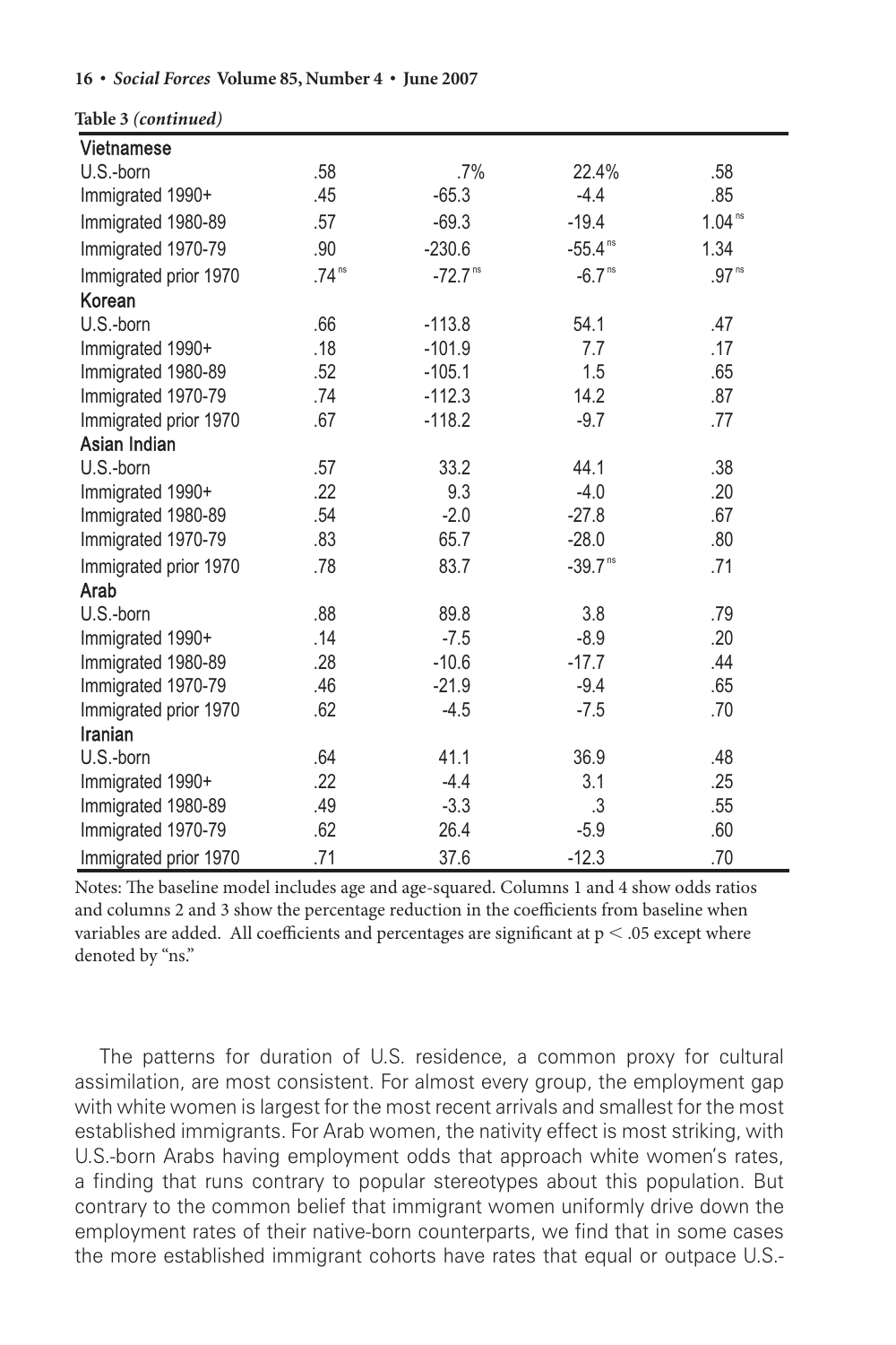**Table 3** *(continued)*

| | | | | |
|---|---|---|---|---|
| **Vietnamese** | | | | |
| U.S.-born | .58 | .7% | 22.4% | .58 |
| Immigrated 1990+ | .45 | -65.3 | -4.4 | .85 |
| Immigrated 1980-89 | .57 | -69.3 | -19.4 | 1.04[ns] |
| Immigrated 1970-79 | .90 | -230.6 | -55.4[ns] | 1.34 |
| Immigrated prior 1970 | .74[ns] | -72.7[ns] | -6.7[ns] | .97[ns] |
| **Korean** | | | | |
| U.S.-born | .66 | -113.8 | 54.1 | .47 |
| Immigrated 1990+ | .18 | -101.9 | 7.7 | .17 |
| Immigrated 1980-89 | .52 | -105.1 | 1.5 | .65 |
| Immigrated 1970-79 | .74 | -112.3 | 14.2 | .87 |
| Immigrated prior 1970 | .67 | -118.2 | -9.7 | .77 |
| **Asian Indian** | | | | |
| U.S.-born | .57 | 33.2 | 44.1 | .38 |
| Immigrated 1990+ | .22 | 9.3 | -4.0 | .20 |
| Immigrated 1980-89 | .54 | -2.0 | -27.8 | .67 |
| Immigrated 1970-79 | .83 | 65.7 | -28.0 | .80 |
| Immigrated prior 1970 | .78 | 83.7 | -39.7[ns] | .71 |
| **Arab** | | | | |
| U.S.-born | .88 | 89.8 | 3.8 | .79 |
| Immigrated 1990+ | .14 | -7.5 | -8.9 | .20 |
| Immigrated 1980-89 | .28 | -10.6 | -17.7 | .44 |
| Immigrated 1970-79 | .46 | -21.9 | -9.4 | .65 |
| Immigrated prior 1970 | .62 | -4.5 | -7.5 | .70 |
| **Iranian** | | | | |
| U.S.-born | .64 | 41.1 | 36.9 | .48 |
| Immigrated 1990+ | .22 | -4.4 | 3.1 | .25 |
| Immigrated 1980-89 | .49 | -3.3 | .3 | .55 |
| Immigrated 1970-79 | .62 | 26.4 | -5.9 | .60 |
| Immigrated prior 1970 | .71 | 37.6 | -12.3 | .70 |

Notes: The baseline model includes age and age-squared. Columns 1 and 4 show odds ratios and columns 2 and 3 show the percentage reduction in the coefficients from baseline when variables are added. All coefficients and percentages are significant at $p < .05$ except where denoted by "ns."

The patterns for duration of U.S. residence, a common proxy for cultural assimilation, are most consistent. For almost every group, the employment gap with white women is largest for the most recent arrivals and smallest for the most established immigrants. For Arab women, the nativity effect is most striking, with U.S.-born Arabs having employment odds that approach white women's rates, a finding that runs contrary to popular stereotypes about this population. But contrary to the common belief that immigrant women uniformly drive down the employment rates of their native-born counterparts, we find that in some cases the more established immigrant cohorts have rates that equal or outpace U.S.-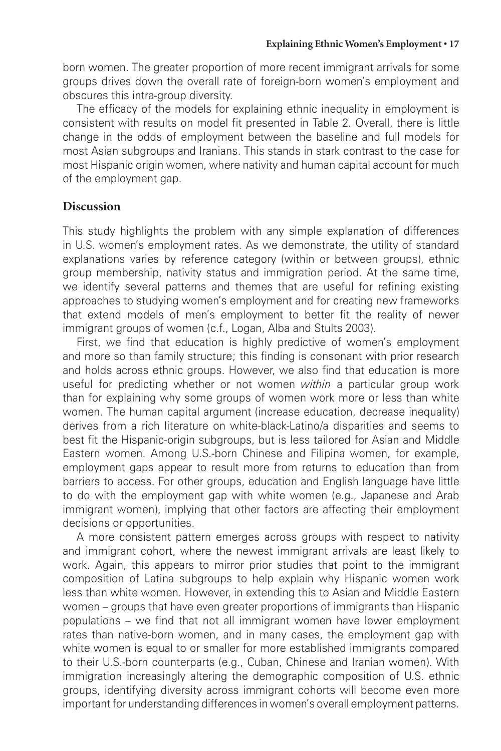born women. The greater proportion of more recent immigrant arrivals for some groups drives down the overall rate of foreign-born women's employment and obscures this intra-group diversity.

The efficacy of the models for explaining ethnic inequality in employment is consistent with results on model fit presented in Table 2. Overall, there is little change in the odds of employment between the baseline and full models for most Asian subgroups and Iranians. This stands in stark contrast to the case for most Hispanic origin women, where nativity and human capital account for much of the employment gap.

## Discussion

This study highlights the problem with any simple explanation of differences in U.S. women's employment rates. As we demonstrate, the utility of standard explanations varies by reference category (within or between groups), ethnic group membership, nativity status and immigration period. At the same time, we identify several patterns and themes that are useful for refining existing approaches to studying women's employment and for creating new frameworks that extend models of men's employment to better fit the reality of newer immigrant groups of women (c.f., Logan, Alba and Stults 2003).

First, we find that education is highly predictive of women's employment and more so than family structure; this finding is consonant with prior research and holds across ethnic groups. However, we also find that education is more useful for predicting whether or not women *within* a particular group work than for explaining why some groups of women work more or less than white women. The human capital argument (increase education, decrease inequality) derives from a rich literature on white-black-Latino/a disparities and seems to best fit the Hispanic-origin subgroups, but is less tailored for Asian and Middle Eastern women. Among U.S.-born Chinese and Filipina women, for example, employment gaps appear to result more from returns to education than from barriers to access. For other groups, education and English language have little to do with the employment gap with white women (e.g., Japanese and Arab immigrant women), implying that other factors are affecting their employment decisions or opportunities.

A more consistent pattern emerges across groups with respect to nativity and immigrant cohort, where the newest immigrant arrivals are least likely to work. Again, this appears to mirror prior studies that point to the immigrant composition of Latina subgroups to help explain why Hispanic women work less than white women. However, in extending this to Asian and Middle Eastern women – groups that have even greater proportions of immigrants than Hispanic populations – we find that not all immigrant women have lower employment rates than native-born women, and in many cases, the employment gap with white women is equal to or smaller for more established immigrants compared to their U.S.-born counterparts (e.g., Cuban, Chinese and Iranian women). With immigration increasingly altering the demographic composition of U.S. ethnic groups, identifying diversity across immigrant cohorts will become even more important for understanding differences in women's overall employment patterns.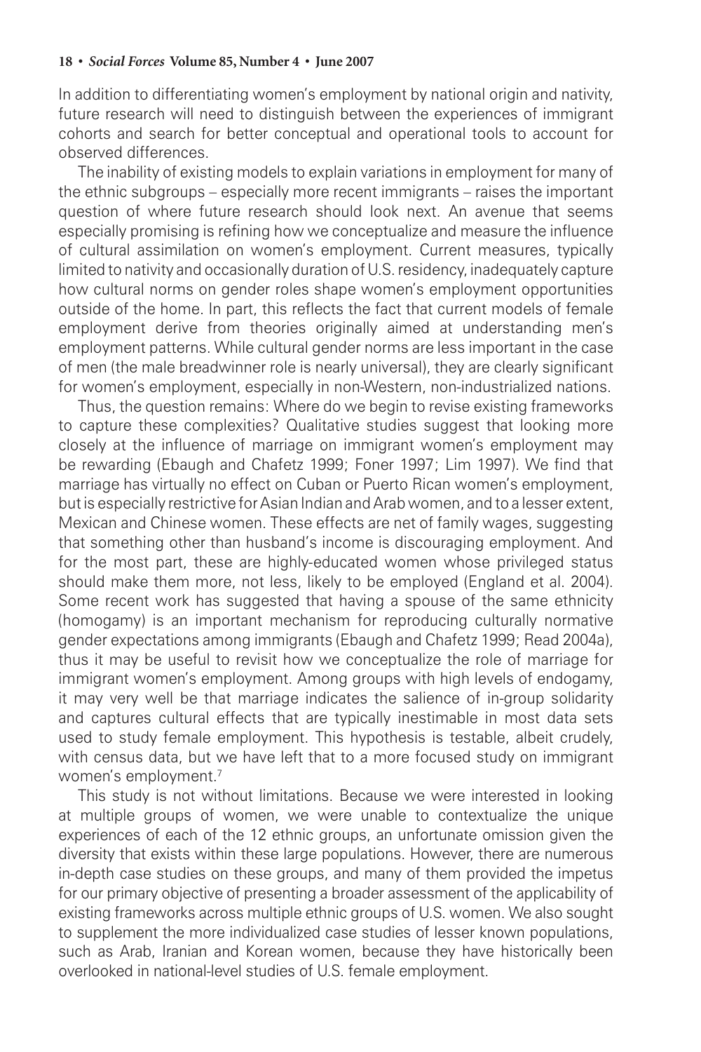In addition to differentiating women's employment by national origin and nativity, future research will need to distinguish between the experiences of immigrant cohorts and search for better conceptual and operational tools to account for observed differences.

The inability of existing models to explain variations in employment for many of the ethnic subgroups – especially more recent immigrants – raises the important question of where future research should look next. An avenue that seems especially promising is refining how we conceptualize and measure the influence of cultural assimilation on women's employment. Current measures, typically limited to nativity and occasionally duration of U.S. residency, inadequately capture how cultural norms on gender roles shape women's employment opportunities outside of the home. In part, this reflects the fact that current models of female employment derive from theories originally aimed at understanding men's employment patterns. While cultural gender norms are less important in the case of men (the male breadwinner role is nearly universal), they are clearly significant for women's employment, especially in non-Western, non-industrialized nations.

Thus, the question remains: Where do we begin to revise existing frameworks to capture these complexities? Qualitative studies suggest that looking more closely at the influence of marriage on immigrant women's employment may be rewarding (Ebaugh and Chafetz 1999; Foner 1997; Lim 1997). We find that marriage has virtually no effect on Cuban or Puerto Rican women's employment, but is especially restrictive for Asian Indian and Arab women, and to a lesser extent, Mexican and Chinese women. These effects are net of family wages, suggesting that something other than husband's income is discouraging employment. And for the most part, these are highly-educated women whose privileged status should make them more, not less, likely to be employed (England et al. 2004). Some recent work has suggested that having a spouse of the same ethnicity (homogamy) is an important mechanism for reproducing culturally normative gender expectations among immigrants (Ebaugh and Chafetz 1999; Read 2004a), thus it may be useful to revisit how we conceptualize the role of marriage for immigrant women's employment. Among groups with high levels of endogamy, it may very well be that marriage indicates the salience of in-group solidarity and captures cultural effects that are typically inestimable in most data sets used to study female employment. This hypothesis is testable, albeit crudely, with census data, but we have left that to a more focused study on immigrant women's employment.[7]

This study is not without limitations. Because we were interested in looking at multiple groups of women, we were unable to contextualize the unique experiences of each of the 12 ethnic groups, an unfortunate omission given the diversity that exists within these large populations. However, there are numerous in-depth case studies on these groups, and many of them provided the impetus for our primary objective of presenting a broader assessment of the applicability of existing frameworks across multiple ethnic groups of U.S. women. We also sought to supplement the more individualized case studies of lesser known populations, such as Arab, Iranian and Korean women, because they have historically been overlooked in national-level studies of U.S. female employment.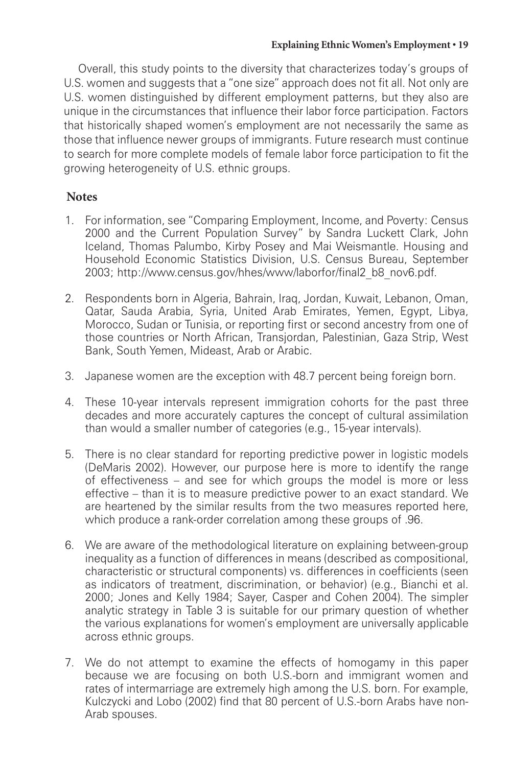Overall, this study points to the diversity that characterizes today's groups of U.S. women and suggests that a "one size" approach does not fit all. Not only are U.S. women distinguished by different employment patterns, but they also are unique in the circumstances that influence their labor force participation. Factors that historically shaped women's employment are not necessarily the same as those that influence newer groups of immigrants. Future research must continue to search for more complete models of female labor force participation to fit the growing heterogeneity of U.S. ethnic groups.

## Notes

1. For information, see "Comparing Employment, Income, and Poverty: Census 2000 and the Current Population Survey" by Sandra Luckett Clark, John Iceland, Thomas Palumbo, Kirby Posey and Mai Weismantle. Housing and Household Economic Statistics Division, U.S. Census Bureau, September 2003; http://www.census.gov/hhes/www/laborfor/final2_b8_nov6.pdf.

2. Respondents born in Algeria, Bahrain, Iraq, Jordan, Kuwait, Lebanon, Oman, Qatar, Sauda Arabia, Syria, United Arab Emirates, Yemen, Egypt, Libya, Morocco, Sudan or Tunisia, or reporting first or second ancestry from one of those countries or North African, Transjordan, Palestinian, Gaza Strip, West Bank, South Yemen, Mideast, Arab or Arabic.

3. Japanese women are the exception with 48.7 percent being foreign born.

4. These 10-year intervals represent immigration cohorts for the past three decades and more accurately captures the concept of cultural assimilation than would a smaller number of categories (e.g., 15-year intervals).

5. There is no clear standard for reporting predictive power in logistic models (DeMaris 2002). However, our purpose here is more to identify the range of effectiveness – and see for which groups the model is more or less effective – than it is to measure predictive power to an exact standard. We are heartened by the similar results from the two measures reported here, which produce a rank-order correlation among these groups of .96.

6. We are aware of the methodological literature on explaining between-group inequality as a function of differences in means (described as compositional, characteristic or structural components) vs. differences in coefficients (seen as indicators of treatment, discrimination, or behavior) (e.g., Bianchi et al. 2000; Jones and Kelly 1984; Sayer, Casper and Cohen 2004). The simpler analytic strategy in Table 3 is suitable for our primary question of whether the various explanations for women's employment are universally applicable across ethnic groups.

7. We do not attempt to examine the effects of homogamy in this paper because we are focusing on both U.S.-born and immigrant women and rates of intermarriage are extremely high among the U.S. born. For example, Kulczycki and Lobo (2002) find that 80 percent of U.S.-born Arabs have non-Arab spouses.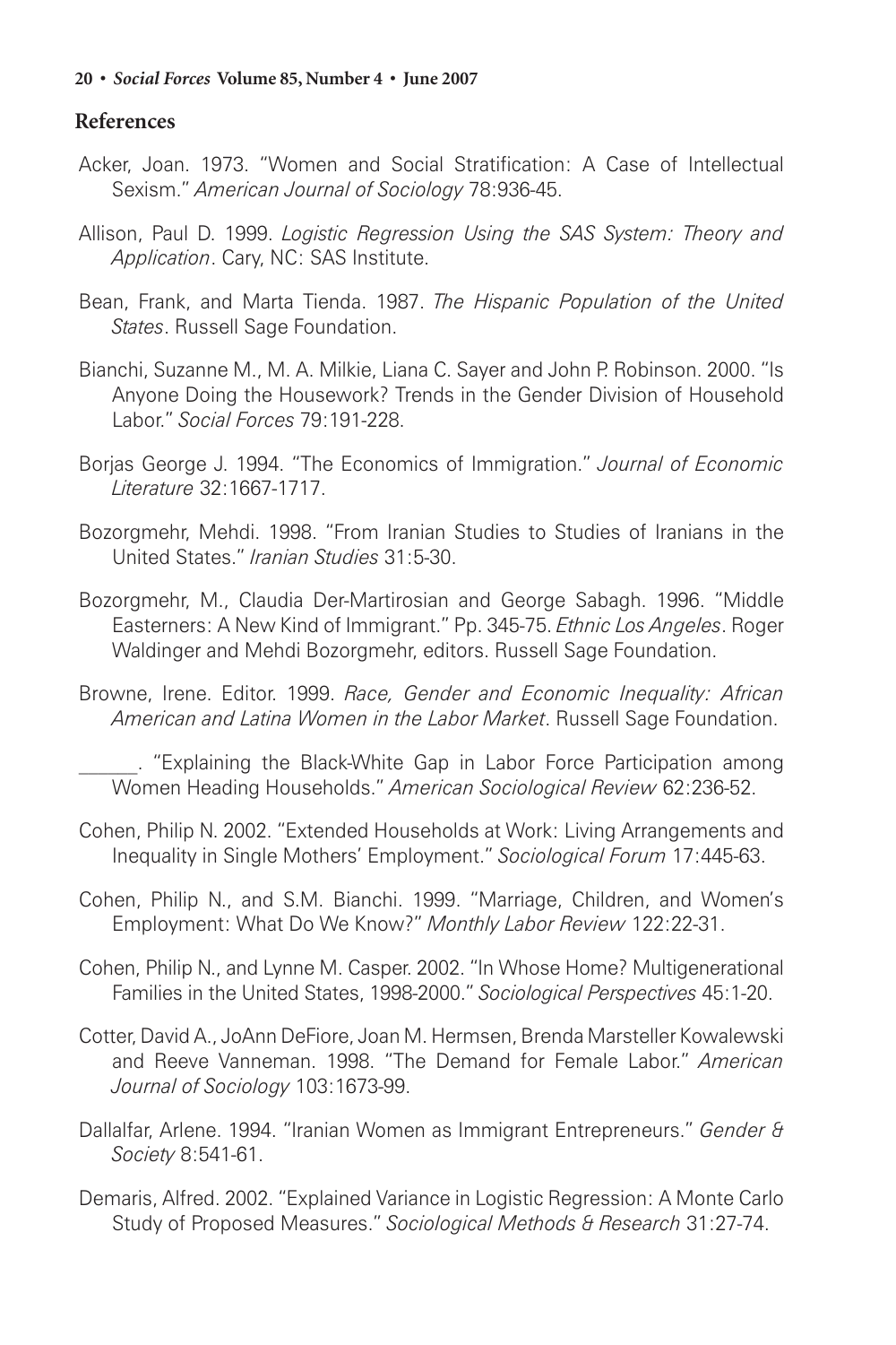## References

Acker, Joan. 1973. "Women and Social Stratification: A Case of Intellectual Sexism." *American Journal of Sociology* 78:936-45.

Allison, Paul D. 1999. *Logistic Regression Using the SAS System: Theory and Application*. Cary, NC: SAS Institute.

Bean, Frank, and Marta Tienda. 1987. *The Hispanic Population of the United States*. Russell Sage Foundation.

Bianchi, Suzanne M., M. A. Milkie, Liana C. Sayer and John P. Robinson. 2000. "Is Anyone Doing the Housework? Trends in the Gender Division of Household Labor." *Social Forces* 79:191-228.

Borjas George J. 1994. "The Economics of Immigration." *Journal of Economic Literature* 32:1667-1717.

Bozorgmehr, Mehdi. 1998. "From Iranian Studies to Studies of Iranians in the United States." *Iranian Studies* 31:5-30.

Bozorgmehr, M., Claudia Der-Martirosian and George Sabagh. 1996. "Middle Easterners: A New Kind of Immigrant." Pp. 345-75. *Ethnic Los Angeles*. Roger Waldinger and Mehdi Bozorgmehr, editors. Russell Sage Foundation.

Browne, Irene. Editor. 1999. *Race, Gender and Economic Inequality: African American and Latina Women in the Labor Market*. Russell Sage Foundation.

______. "Explaining the Black-White Gap in Labor Force Participation among Women Heading Households." *American Sociological Review* 62:236-52.

Cohen, Philip N. 2002. "Extended Households at Work: Living Arrangements and Inequality in Single Mothers' Employment." *Sociological Forum* 17:445-63.

Cohen, Philip N., and S.M. Bianchi. 1999. "Marriage, Children, and Women's Employment: What Do We Know?" *Monthly Labor Review* 122:22-31.

Cohen, Philip N., and Lynne M. Casper. 2002. "In Whose Home? Multigenerational Families in the United States, 1998-2000." *Sociological Perspectives* 45:1-20.

Cotter, David A., JoAnn DeFiore, Joan M. Hermsen, Brenda Marsteller Kowalewski and Reeve Vanneman. 1998. "The Demand for Female Labor." *American Journal of Sociology* 103:1673-99.

Dallalfar, Arlene. 1994. "Iranian Women as Immigrant Entrepreneurs." *Gender & Society* 8:541-61.

Demaris, Alfred. 2002. "Explained Variance in Logistic Regression: A Monte Carlo Study of Proposed Measures." *Sociological Methods & Research* 31:27-74.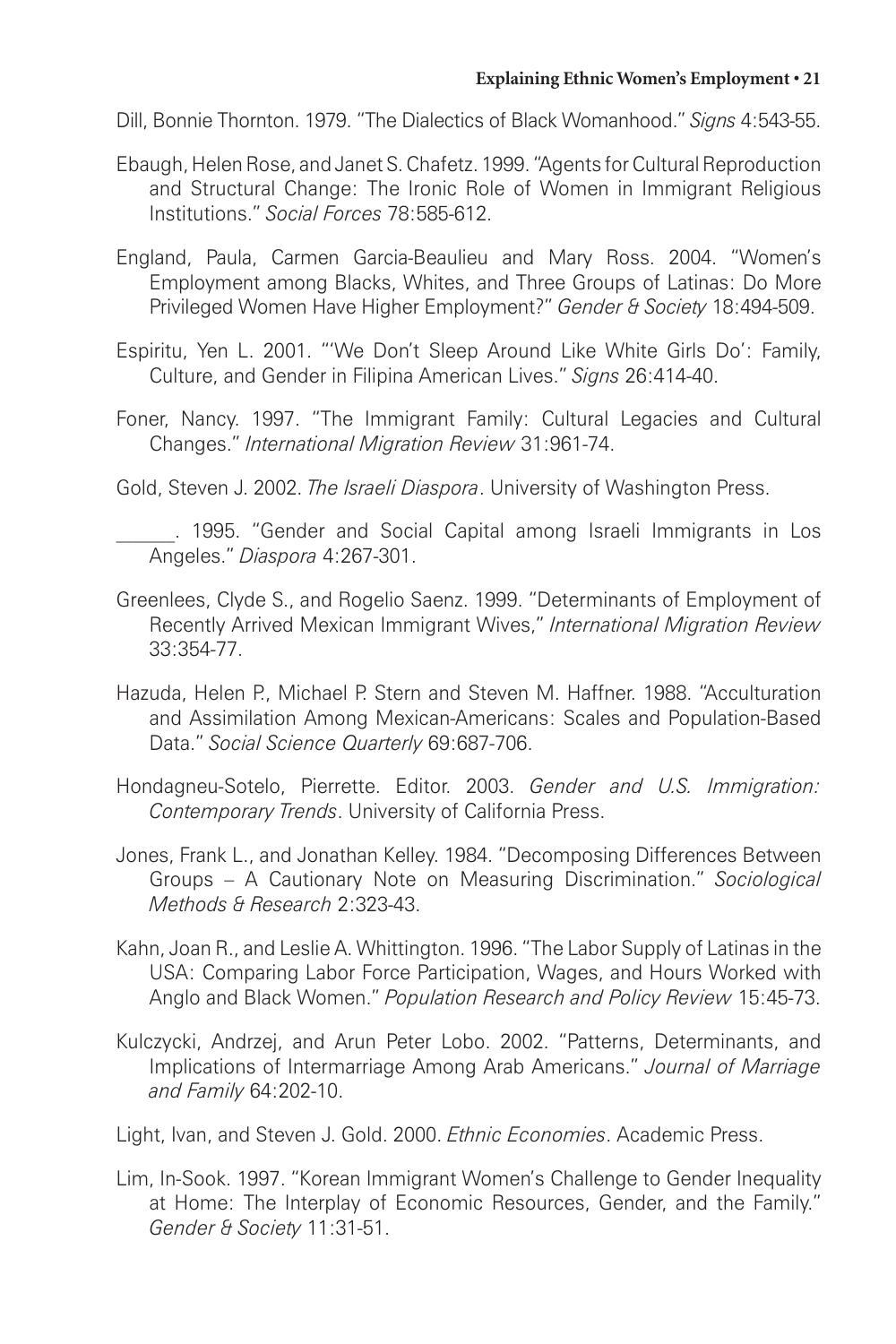Dill, Bonnie Thornton. 1979. "The Dialectics of Black Womanhood." *Signs* 4:543-55.

Ebaugh, Helen Rose, and Janet S. Chafetz. 1999. "Agents for Cultural Reproduction and Structural Change: The Ironic Role of Women in Immigrant Religious Institutions." *Social Forces* 78:585-612.

England, Paula, Carmen Garcia-Beaulieu and Mary Ross. 2004. "Women's Employment among Blacks, Whites, and Three Groups of Latinas: Do More Privileged Women Have Higher Employment?" *Gender & Society* 18:494-509.

Espiritu, Yen L. 2001. "'We Don't Sleep Around Like White Girls Do': Family, Culture, and Gender in Filipina American Lives." *Signs* 26:414-40.

Foner, Nancy. 1997. "The Immigrant Family: Cultural Legacies and Cultural Changes." *International Migration Review* 31:961-74.

Gold, Steven J. 2002. *The Israeli Diaspora*. University of Washington Press.

______. 1995. "Gender and Social Capital among Israeli Immigrants in Los Angeles." *Diaspora* 4:267-301.

Greenlees, Clyde S., and Rogelio Saenz. 1999. "Determinants of Employment of Recently Arrived Mexican Immigrant Wives," *International Migration Review* 33:354-77.

Hazuda, Helen P., Michael P. Stern and Steven M. Haffner. 1988. "Acculturation and Assimilation Among Mexican-Americans: Scales and Population-Based Data." *Social Science Quarterly* 69:687-706.

Hondagneu-Sotelo, Pierrette. Editor. 2003. *Gender and U.S. Immigration: Contemporary Trends*. University of California Press.

Jones, Frank L., and Jonathan Kelley. 1984. "Decomposing Differences Between Groups – A Cautionary Note on Measuring Discrimination." *Sociological Methods & Research* 2:323-43.

Kahn, Joan R., and Leslie A. Whittington. 1996. "The Labor Supply of Latinas in the USA: Comparing Labor Force Participation, Wages, and Hours Worked with Anglo and Black Women." *Population Research and Policy Review* 15:45-73.

Kulczycki, Andrzej, and Arun Peter Lobo. 2002. "Patterns, Determinants, and Implications of Intermarriage Among Arab Americans." *Journal of Marriage and Family* 64:202-10.

Light, Ivan, and Steven J. Gold. 2000. *Ethnic Economies*. Academic Press.

Lim, In-Sook. 1997. "Korean Immigrant Women's Challenge to Gender Inequality at Home: The Interplay of Economic Resources, Gender, and the Family." *Gender & Society* 11:31-51.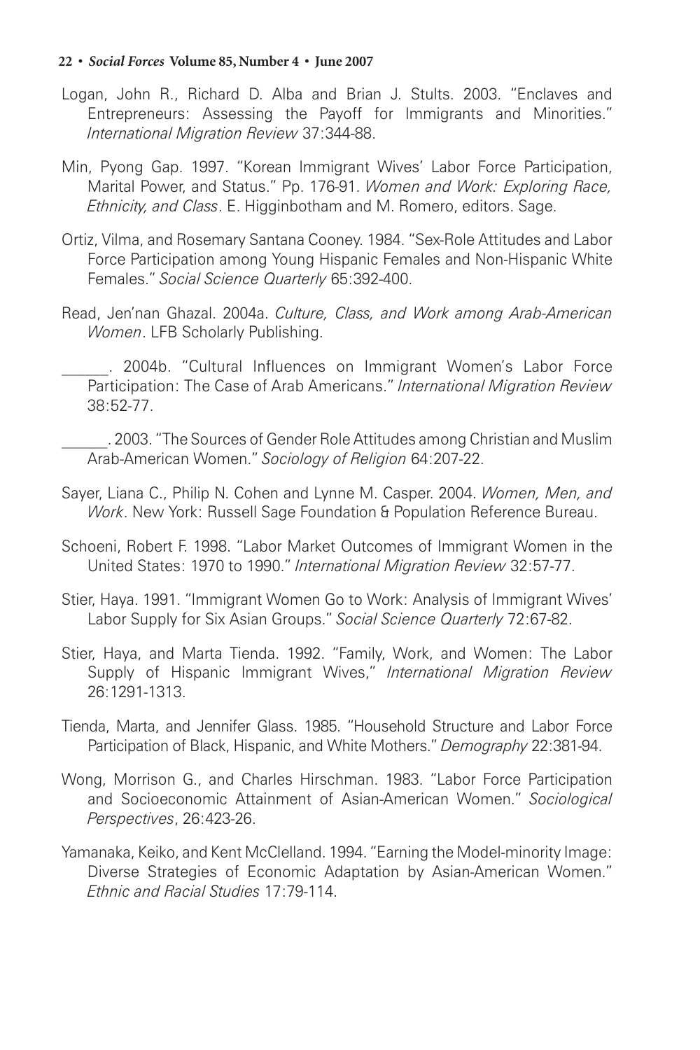Logan, John R., Richard D. Alba and Brian J. Stults. 2003. "Enclaves and Entrepreneurs: Assessing the Payoff for Immigrants and Minorities." *International Migration Review* 37:344-88.

Min, Pyong Gap. 1997. "Korean Immigrant Wives' Labor Force Participation, Marital Power, and Status." Pp. 176-91. *Women and Work: Exploring Race, Ethnicity, and Class*. E. Higginbotham and M. Romero, editors. Sage.

Ortiz, Vilma, and Rosemary Santana Cooney. 1984. "Sex-Role Attitudes and Labor Force Participation among Young Hispanic Females and Non-Hispanic White Females." *Social Science Quarterly* 65:392-400.

Read, Jen'nan Ghazal. 2004a. *Culture, Class, and Work among Arab-American Women*. LFB Scholarly Publishing.

______. 2004b. "Cultural Influences on Immigrant Women's Labor Force Participation: The Case of Arab Americans." *International Migration Review* 38:52-77.

______. 2003. "The Sources of Gender Role Attitudes among Christian and Muslim Arab-American Women." *Sociology of Religion* 64:207-22.

Sayer, Liana C., Philip N. Cohen and Lynne M. Casper. 2004. *Women, Men, and Work*. New York: Russell Sage Foundation & Population Reference Bureau.

Schoeni, Robert F. 1998. "Labor Market Outcomes of Immigrant Women in the United States: 1970 to 1990." *International Migration Review* 32:57-77.

Stier, Haya. 1991. "Immigrant Women Go to Work: Analysis of Immigrant Wives' Labor Supply for Six Asian Groups." *Social Science Quarterly* 72:67-82.

Stier, Haya, and Marta Tienda. 1992. "Family, Work, and Women: The Labor Supply of Hispanic Immigrant Wives," *International Migration Review* 26:1291-1313.

Tienda, Marta, and Jennifer Glass. 1985. "Household Structure and Labor Force Participation of Black, Hispanic, and White Mothers." *Demography* 22:381-94.

Wong, Morrison G., and Charles Hirschman. 1983. "Labor Force Participation and Socioeconomic Attainment of Asian-American Women." *Sociological Perspectives*, 26:423-26.

Yamanaka, Keiko, and Kent McClelland. 1994. "Earning the Model-minority Image: Diverse Strategies of Economic Adaptation by Asian-American Women." *Ethnic and Racial Studies* 17:79-114.